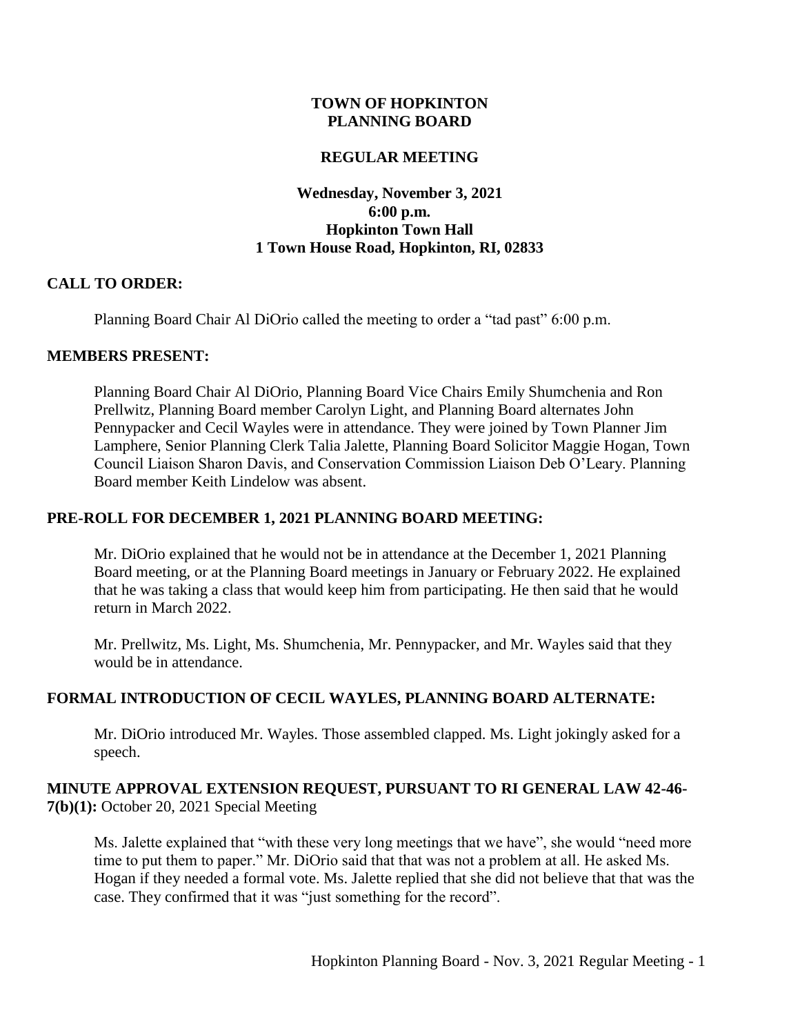# TOWN OF HOPKINTON PLANNING BOARD

## REGULAR MEETING

**Wednesday, November 3, 2021**
**6:00 p.m.**
**Hopkinton Town Hall**
**1 Town House Road, Hopkinton, RI, 02833**

### CALL TO ORDER:

Planning Board Chair Al DiOrio called the meeting to order a "tad past" 6:00 p.m.

### MEMBERS PRESENT:

Planning Board Chair Al DiOrio, Planning Board Vice Chairs Emily Shumchenia and Ron Prellwitz, Planning Board member Carolyn Light, and Planning Board alternates John Pennypacker and Cecil Wayles were in attendance. They were joined by Town Planner Jim Lamphere, Senior Planning Clerk Talia Jalette, Planning Board Solicitor Maggie Hogan, Town Council Liaison Sharon Davis, and Conservation Commission Liaison Deb O'Leary. Planning Board member Keith Lindelow was absent.

### PRE-ROLL FOR DECEMBER 1, 2021 PLANNING BOARD MEETING:

Mr. DiOrio explained that he would not be in attendance at the December 1, 2021 Planning Board meeting, or at the Planning Board meetings in January or February 2022. He explained that he was taking a class that would keep him from participating. He then said that he would return in March 2022.

Mr. Prellwitz, Ms. Light, Ms. Shumchenia, Mr. Pennypacker, and Mr. Wayles said that they would be in attendance.

### FORMAL INTRODUCTION OF CECIL WAYLES, PLANNING BOARD ALTERNATE:

Mr. DiOrio introduced Mr. Wayles. Those assembled clapped. Ms. Light jokingly asked for a speech.

### MINUTE APPROVAL EXTENSION REQUEST, PURSUANT TO RI GENERAL LAW 42-46-7(b)(1): October 20, 2021 Special Meeting

Ms. Jalette explained that "with these very long meetings that we have", she would "need more time to put them to paper." Mr. DiOrio said that that was not a problem at all. He asked Ms. Hogan if they needed a formal vote. Ms. Jalette replied that she did not believe that that was the case. They confirmed that it was "just something for the record".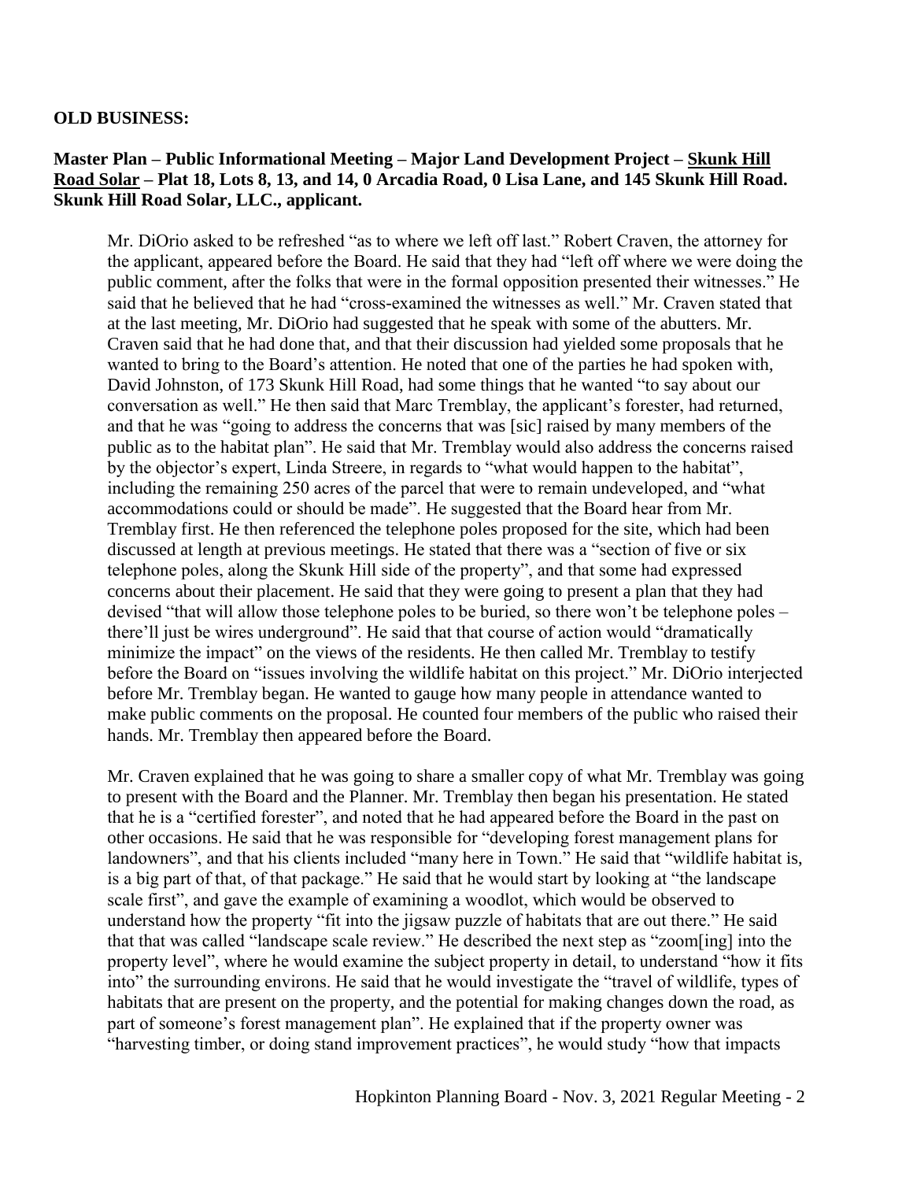**OLD BUSINESS:**

**Master Plan – Public Informational Meeting – Major Land Development Project – Skunk Hill Road Solar – Plat 18, Lots 8, 13, and 14, 0 Arcadia Road, 0 Lisa Lane, and 145 Skunk Hill Road. Skunk Hill Road Solar, LLC., applicant.**

Mr. DiOrio asked to be refreshed "as to where we left off last." Robert Craven, the attorney for the applicant, appeared before the Board. He said that they had "left off where we were doing the public comment, after the folks that were in the formal opposition presented their witnesses." He said that he believed that he had "cross-examined the witnesses as well." Mr. Craven stated that at the last meeting, Mr. DiOrio had suggested that he speak with some of the abutters. Mr. Craven said that he had done that, and that their discussion had yielded some proposals that he wanted to bring to the Board's attention. He noted that one of the parties he had spoken with, David Johnston, of 173 Skunk Hill Road, had some things that he wanted "to say about our conversation as well." He then said that Marc Tremblay, the applicant's forester, had returned, and that he was "going to address the concerns that was [sic] raised by many members of the public as to the habitat plan". He said that Mr. Tremblay would also address the concerns raised by the objector's expert, Linda Streere, in regards to "what would happen to the habitat", including the remaining 250 acres of the parcel that were to remain undeveloped, and "what accommodations could or should be made". He suggested that the Board hear from Mr. Tremblay first. He then referenced the telephone poles proposed for the site, which had been discussed at length at previous meetings. He stated that there was a "section of five or six telephone poles, along the Skunk Hill side of the property", and that some had expressed concerns about their placement. He said that they were going to present a plan that they had devised "that will allow those telephone poles to be buried, so there won't be telephone poles – there'll just be wires underground". He said that that course of action would "dramatically minimize the impact" on the views of the residents. He then called Mr. Tremblay to testify before the Board on "issues involving the wildlife habitat on this project." Mr. DiOrio interjected before Mr. Tremblay began. He wanted to gauge how many people in attendance wanted to make public comments on the proposal. He counted four members of the public who raised their hands. Mr. Tremblay then appeared before the Board.

Mr. Craven explained that he was going to share a smaller copy of what Mr. Tremblay was going to present with the Board and the Planner. Mr. Tremblay then began his presentation. He stated that he is a "certified forester", and noted that he had appeared before the Board in the past on other occasions. He said that he was responsible for "developing forest management plans for landowners", and that his clients included "many here in Town." He said that "wildlife habitat is, is a big part of that, of that package." He said that he would start by looking at "the landscape scale first", and gave the example of examining a woodlot, which would be observed to understand how the property "fit into the jigsaw puzzle of habitats that are out there." He said that that was called "landscape scale review." He described the next step as "zoom[ing] into the property level", where he would examine the subject property in detail, to understand "how it fits into" the surrounding environs. He said that he would investigate the "travel of wildlife, types of habitats that are present on the property, and the potential for making changes down the road, as part of someone's forest management plan". He explained that if the property owner was "harvesting timber, or doing stand improvement practices", he would study "how that impacts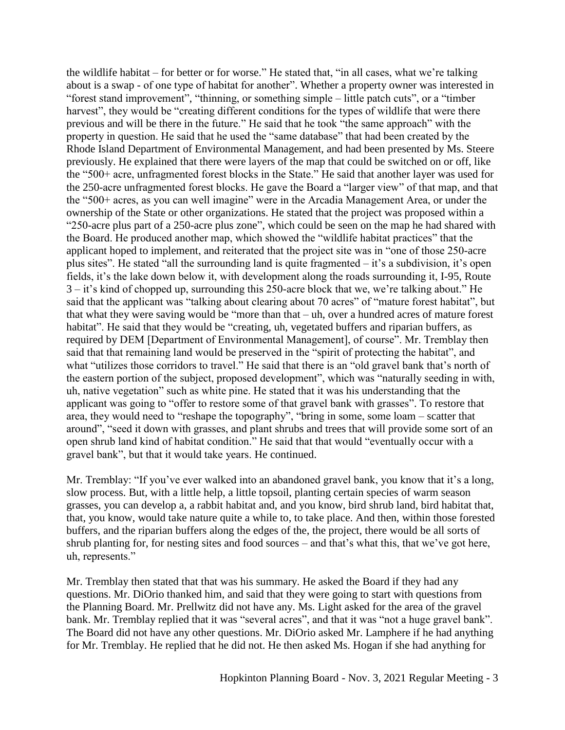the wildlife habitat – for better or for worse." He stated that, "in all cases, what we're talking about is a swap - of one type of habitat for another". Whether a property owner was interested in "forest stand improvement", "thinning, or something simple – little patch cuts", or a "timber harvest", they would be "creating different conditions for the types of wildlife that were there previous and will be there in the future." He said that he took "the same approach" with the property in question. He said that he used the "same database" that had been created by the Rhode Island Department of Environmental Management, and had been presented by Ms. Steere previously. He explained that there were layers of the map that could be switched on or off, like the "500+ acre, unfragmented forest blocks in the State." He said that another layer was used for the 250-acre unfragmented forest blocks. He gave the Board a "larger view" of that map, and that the "500+ acres, as you can well imagine" were in the Arcadia Management Area, or under the ownership of the State or other organizations. He stated that the project was proposed within a "250-acre plus part of a 250-acre plus zone", which could be seen on the map he had shared with the Board. He produced another map, which showed the "wildlife habitat practices" that the applicant hoped to implement, and reiterated that the project site was in "one of those 250-acre plus sites". He stated "all the surrounding land is quite fragmented – it's a subdivision, it's open fields, it's the lake down below it, with development along the roads surrounding it, I-95, Route 3 – it's kind of chopped up, surrounding this 250-acre block that we, we're talking about." He said that the applicant was "talking about clearing about 70 acres" of "mature forest habitat", but that what they were saving would be "more than that – uh, over a hundred acres of mature forest habitat". He said that they would be "creating, uh, vegetated buffers and riparian buffers, as required by DEM [Department of Environmental Management], of course". Mr. Tremblay then said that that remaining land would be preserved in the "spirit of protecting the habitat", and what "utilizes those corridors to travel." He said that there is an "old gravel bank that's north of the eastern portion of the subject, proposed development", which was "naturally seeding in with, uh, native vegetation" such as white pine. He stated that it was his understanding that the applicant was going to "offer to restore some of that gravel bank with grasses". To restore that area, they would need to "reshape the topography", "bring in some, some loam – scatter that around", "seed it down with grasses, and plant shrubs and trees that will provide some sort of an open shrub land kind of habitat condition." He said that that would "eventually occur with a gravel bank", but that it would take years. He continued.

Mr. Tremblay: "If you've ever walked into an abandoned gravel bank, you know that it's a long, slow process. But, with a little help, a little topsoil, planting certain species of warm season grasses, you can develop a, a rabbit habitat and, and you know, bird shrub land, bird habitat that, that, you know, would take nature quite a while to, to take place. And then, within those forested buffers, and the riparian buffers along the edges of the, the project, there would be all sorts of shrub planting for, for nesting sites and food sources – and that's what this, that we've got here, uh, represents."

Mr. Tremblay then stated that that was his summary. He asked the Board if they had any questions. Mr. DiOrio thanked him, and said that they were going to start with questions from the Planning Board. Mr. Prellwitz did not have any. Ms. Light asked for the area of the gravel bank. Mr. Tremblay replied that it was "several acres", and that it was "not a huge gravel bank". The Board did not have any other questions. Mr. DiOrio asked Mr. Lamphere if he had anything for Mr. Tremblay. He replied that he did not. He then asked Ms. Hogan if she had anything for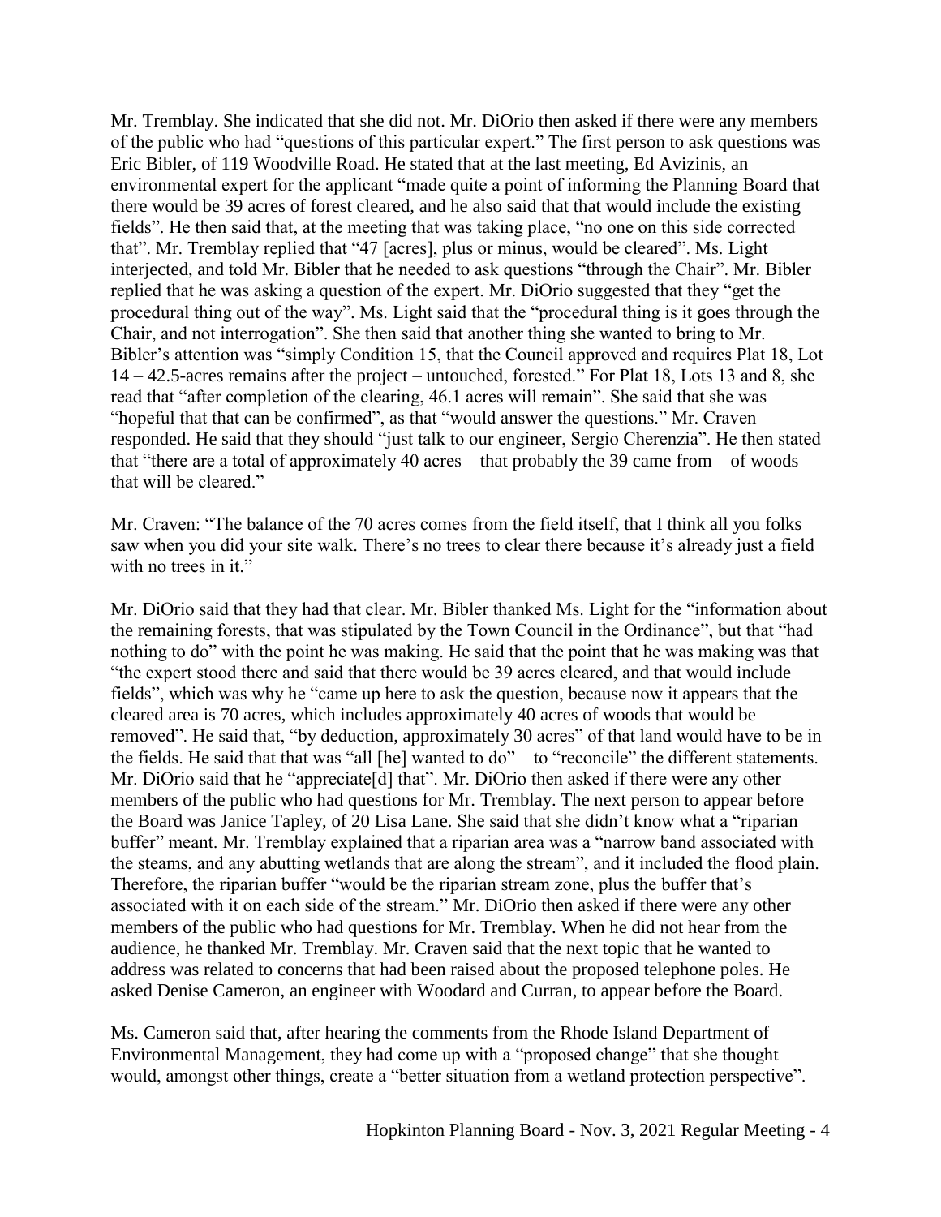Mr. Tremblay. She indicated that she did not. Mr. DiOrio then asked if there were any members of the public who had "questions of this particular expert." The first person to ask questions was Eric Bibler, of 119 Woodville Road. He stated that at the last meeting, Ed Avizinis, an environmental expert for the applicant "made quite a point of informing the Planning Board that there would be 39 acres of forest cleared, and he also said that that would include the existing fields". He then said that, at the meeting that was taking place, "no one on this side corrected that". Mr. Tremblay replied that "47 [acres], plus or minus, would be cleared". Ms. Light interjected, and told Mr. Bibler that he needed to ask questions "through the Chair". Mr. Bibler replied that he was asking a question of the expert. Mr. DiOrio suggested that they "get the procedural thing out of the way". Ms. Light said that the "procedural thing is it goes through the Chair, and not interrogation". She then said that another thing she wanted to bring to Mr. Bibler's attention was "simply Condition 15, that the Council approved and requires Plat 18, Lot 14 – 42.5-acres remains after the project – untouched, forested." For Plat 18, Lots 13 and 8, she read that "after completion of the clearing, 46.1 acres will remain". She said that she was "hopeful that that can be confirmed", as that "would answer the questions." Mr. Craven responded. He said that they should "just talk to our engineer, Sergio Cherenzia". He then stated that "there are a total of approximately 40 acres – that probably the 39 came from – of woods that will be cleared."

Mr. Craven: "The balance of the 70 acres comes from the field itself, that I think all you folks saw when you did your site walk. There's no trees to clear there because it's already just a field with no trees in it."

Mr. DiOrio said that they had that clear. Mr. Bibler thanked Ms. Light for the "information about the remaining forests, that was stipulated by the Town Council in the Ordinance", but that "had nothing to do" with the point he was making. He said that the point that he was making was that "the expert stood there and said that there would be 39 acres cleared, and that would include fields", which was why he "came up here to ask the question, because now it appears that the cleared area is 70 acres, which includes approximately 40 acres of woods that would be removed". He said that, "by deduction, approximately 30 acres" of that land would have to be in the fields. He said that that was "all [he] wanted to do" – to "reconcile" the different statements. Mr. DiOrio said that he "appreciate[d] that". Mr. DiOrio then asked if there were any other members of the public who had questions for Mr. Tremblay. The next person to appear before the Board was Janice Tapley, of 20 Lisa Lane. She said that she didn't know what a "riparian buffer" meant. Mr. Tremblay explained that a riparian area was a "narrow band associated with the steams, and any abutting wetlands that are along the stream", and it included the flood plain. Therefore, the riparian buffer "would be the riparian stream zone, plus the buffer that's associated with it on each side of the stream." Mr. DiOrio then asked if there were any other members of the public who had questions for Mr. Tremblay. When he did not hear from the audience, he thanked Mr. Tremblay. Mr. Craven said that the next topic that he wanted to address was related to concerns that had been raised about the proposed telephone poles. He asked Denise Cameron, an engineer with Woodard and Curran, to appear before the Board.

Ms. Cameron said that, after hearing the comments from the Rhode Island Department of Environmental Management, they had come up with a "proposed change" that she thought would, amongst other things, create a "better situation from a wetland protection perspective".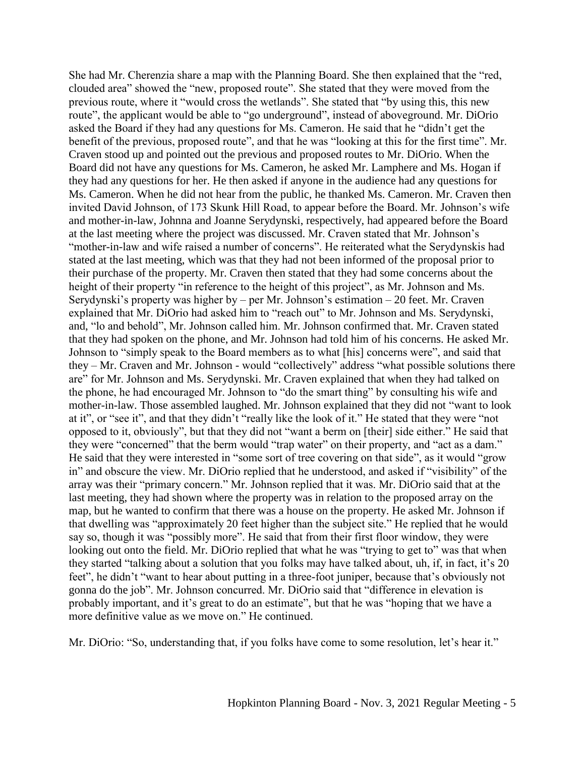She had Mr. Cherenzia share a map with the Planning Board. She then explained that the "red, clouded area" showed the "new, proposed route". She stated that they were moved from the previous route, where it "would cross the wetlands". She stated that "by using this, this new route", the applicant would be able to "go underground", instead of aboveground. Mr. DiOrio asked the Board if they had any questions for Ms. Cameron. He said that he "didn't get the benefit of the previous, proposed route", and that he was "looking at this for the first time". Mr. Craven stood up and pointed out the previous and proposed routes to Mr. DiOrio. When the Board did not have any questions for Ms. Cameron, he asked Mr. Lamphere and Ms. Hogan if they had any questions for her. He then asked if anyone in the audience had any questions for Ms. Cameron. When he did not hear from the public, he thanked Ms. Cameron. Mr. Craven then invited David Johnson, of 173 Skunk Hill Road, to appear before the Board. Mr. Johnson's wife and mother-in-law, Johnna and Joanne Serydynski, respectively, had appeared before the Board at the last meeting where the project was discussed. Mr. Craven stated that Mr. Johnson's "mother-in-law and wife raised a number of concerns". He reiterated what the Serydynskis had stated at the last meeting, which was that they had not been informed of the proposal prior to their purchase of the property. Mr. Craven then stated that they had some concerns about the height of their property "in reference to the height of this project", as Mr. Johnson and Ms. Serydynski's property was higher by – per Mr. Johnson's estimation – 20 feet. Mr. Craven explained that Mr. DiOrio had asked him to "reach out" to Mr. Johnson and Ms. Serydynski, and, "lo and behold", Mr. Johnson called him. Mr. Johnson confirmed that. Mr. Craven stated that they had spoken on the phone, and Mr. Johnson had told him of his concerns. He asked Mr. Johnson to "simply speak to the Board members as to what [his] concerns were", and said that they – Mr. Craven and Mr. Johnson - would "collectively" address "what possible solutions there are" for Mr. Johnson and Ms. Serydynski. Mr. Craven explained that when they had talked on the phone, he had encouraged Mr. Johnson to "do the smart thing" by consulting his wife and mother-in-law. Those assembled laughed. Mr. Johnson explained that they did not "want to look at it", or "see it", and that they didn't "really like the look of it." He stated that they were "not opposed to it, obviously", but that they did not "want a berm on [their] side either." He said that they were "concerned" that the berm would "trap water" on their property, and "act as a dam." He said that they were interested in "some sort of tree covering on that side", as it would "grow in" and obscure the view. Mr. DiOrio replied that he understood, and asked if "visibility" of the array was their "primary concern." Mr. Johnson replied that it was. Mr. DiOrio said that at the last meeting, they had shown where the property was in relation to the proposed array on the map, but he wanted to confirm that there was a house on the property. He asked Mr. Johnson if that dwelling was "approximately 20 feet higher than the subject site." He replied that he would say so, though it was "possibly more". He said that from their first floor window, they were looking out onto the field. Mr. DiOrio replied that what he was "trying to get to" was that when they started "talking about a solution that you folks may have talked about, uh, if, in fact, it's 20 feet", he didn't "want to hear about putting in a three-foot juniper, because that's obviously not gonna do the job". Mr. Johnson concurred. Mr. DiOrio said that "difference in elevation is probably important, and it's great to do an estimate", but that he was "hoping that we have a more definitive value as we move on." He continued.

Mr. DiOrio: "So, understanding that, if you folks have come to some resolution, let's hear it."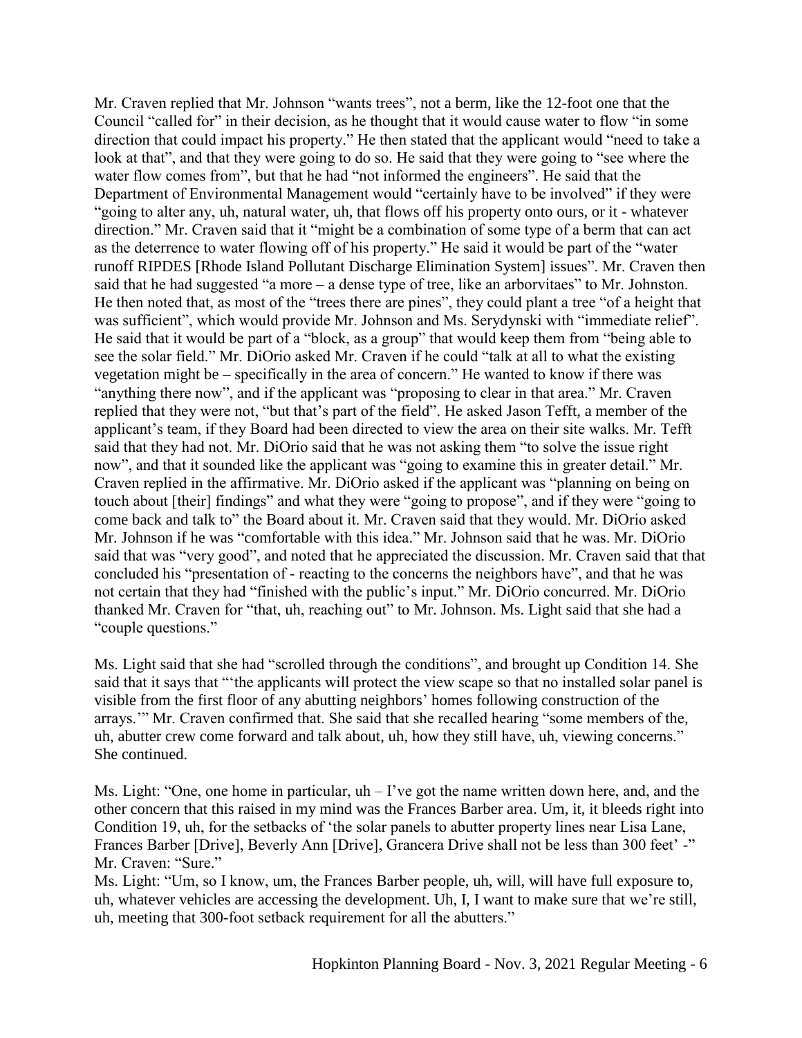Mr. Craven replied that Mr. Johnson "wants trees", not a berm, like the 12-foot one that the Council "called for" in their decision, as he thought that it would cause water to flow "in some direction that could impact his property." He then stated that the applicant would "need to take a look at that", and that they were going to do so. He said that they were going to "see where the water flow comes from", but that he had "not informed the engineers". He said that the Department of Environmental Management would "certainly have to be involved" if they were "going to alter any, uh, natural water, uh, that flows off his property onto ours, or it - whatever direction." Mr. Craven said that it "might be a combination of some type of a berm that can act as the deterrence to water flowing off of his property." He said it would be part of the "water runoff RIPDES [Rhode Island Pollutant Discharge Elimination System] issues". Mr. Craven then said that he had suggested "a more – a dense type of tree, like an arborvitaes" to Mr. Johnston. He then noted that, as most of the "trees there are pines", they could plant a tree "of a height that was sufficient", which would provide Mr. Johnson and Ms. Serydynski with "immediate relief". He said that it would be part of a "block, as a group" that would keep them from "being able to see the solar field." Mr. DiOrio asked Mr. Craven if he could "talk at all to what the existing vegetation might be – specifically in the area of concern." He wanted to know if there was "anything there now", and if the applicant was "proposing to clear in that area." Mr. Craven replied that they were not, "but that's part of the field". He asked Jason Tefft, a member of the applicant's team, if they Board had been directed to view the area on their site walks. Mr. Tefft said that they had not. Mr. DiOrio said that he was not asking them "to solve the issue right now", and that it sounded like the applicant was "going to examine this in greater detail." Mr. Craven replied in the affirmative. Mr. DiOrio asked if the applicant was "planning on being on touch about [their] findings" and what they were "going to propose", and if they were "going to come back and talk to" the Board about it. Mr. Craven said that they would. Mr. DiOrio asked Mr. Johnson if he was "comfortable with this idea." Mr. Johnson said that he was. Mr. DiOrio said that was "very good", and noted that he appreciated the discussion. Mr. Craven said that that concluded his "presentation of - reacting to the concerns the neighbors have", and that he was not certain that they had "finished with the public's input." Mr. DiOrio concurred. Mr. DiOrio thanked Mr. Craven for "that, uh, reaching out" to Mr. Johnson. Ms. Light said that she had a "couple questions."

Ms. Light said that she had "scrolled through the conditions", and brought up Condition 14. She said that it says that "'the applicants will protect the view scape so that no installed solar panel is visible from the first floor of any abutting neighbors' homes following construction of the arrays.'" Mr. Craven confirmed that. She said that she recalled hearing "some members of the, uh, abutter crew come forward and talk about, uh, how they still have, uh, viewing concerns." She continued.

Ms. Light: "One, one home in particular, uh – I've got the name written down here, and, and the other concern that this raised in my mind was the Frances Barber area. Um, it, it bleeds right into Condition 19, uh, for the setbacks of 'the solar panels to abutter property lines near Lisa Lane, Frances Barber [Drive], Beverly Ann [Drive], Grancera Drive shall not be less than 300 feet' -"
Mr. Craven: "Sure."
Ms. Light: "Um, so I know, um, the Frances Barber people, uh, will, will have full exposure to, uh, whatever vehicles are accessing the development. Uh, I, I want to make sure that we're still, uh, meeting that 300-foot setback requirement for all the abutters."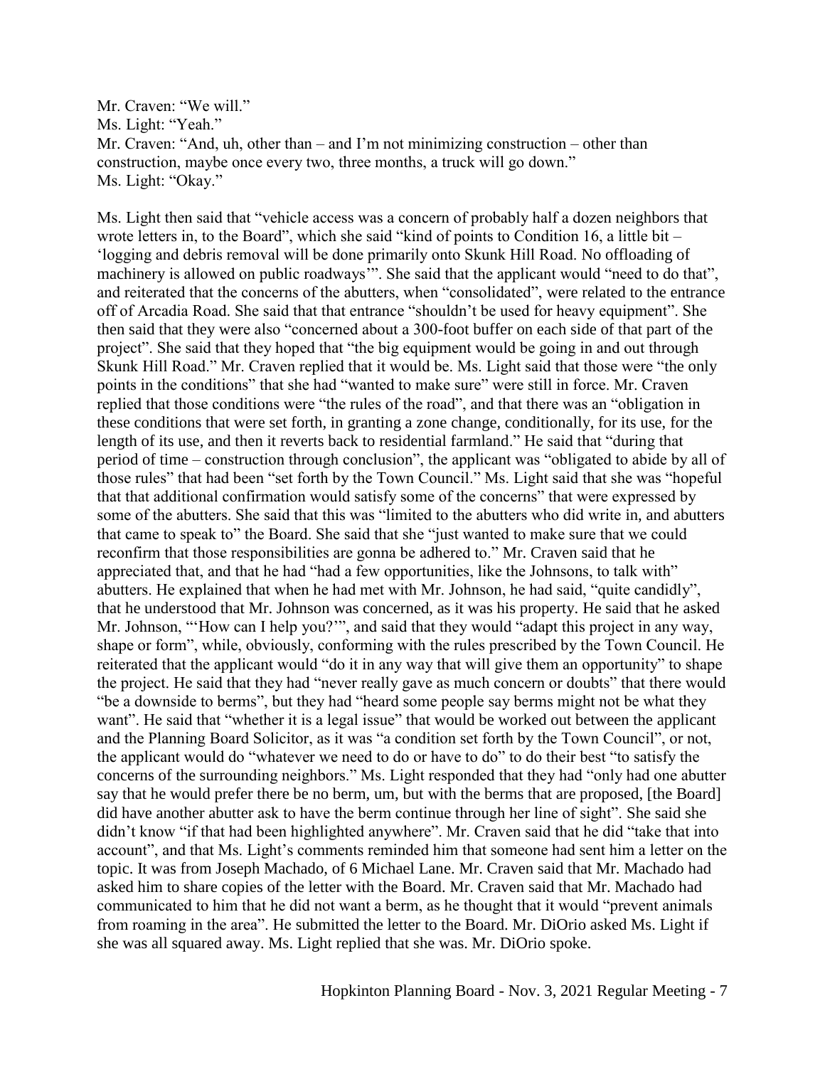Mr. Craven: "We will."
Ms. Light: "Yeah."
Mr. Craven: "And, uh, other than – and I'm not minimizing construction – other than construction, maybe once every two, three months, a truck will go down."
Ms. Light: "Okay."

Ms. Light then said that "vehicle access was a concern of probably half a dozen neighbors that wrote letters in, to the Board", which she said "kind of points to Condition 16, a little bit – 'logging and debris removal will be done primarily onto Skunk Hill Road. No offloading of machinery is allowed on public roadways'". She said that the applicant would "need to do that", and reiterated that the concerns of the abutters, when "consolidated", were related to the entrance off of Arcadia Road. She said that that entrance "shouldn't be used for heavy equipment". She then said that they were also "concerned about a 300-foot buffer on each side of that part of the project". She said that they hoped that "the big equipment would be going in and out through Skunk Hill Road." Mr. Craven replied that it would be. Ms. Light said that those were "the only points in the conditions" that she had "wanted to make sure" were still in force. Mr. Craven replied that those conditions were "the rules of the road", and that there was an "obligation in these conditions that were set forth, in granting a zone change, conditionally, for its use, for the length of its use, and then it reverts back to residential farmland." He said that "during that period of time – construction through conclusion", the applicant was "obligated to abide by all of those rules" that had been "set forth by the Town Council." Ms. Light said that she was "hopeful that that additional confirmation would satisfy some of the concerns" that were expressed by some of the abutters. She said that this was "limited to the abutters who did write in, and abutters that came to speak to" the Board. She said that she "just wanted to make sure that we could reconfirm that those responsibilities are gonna be adhered to." Mr. Craven said that he appreciated that, and that he had "had a few opportunities, like the Johnsons, to talk with" abutters. He explained that when he had met with Mr. Johnson, he had said, "quite candidly", that he understood that Mr. Johnson was concerned, as it was his property. He said that he asked Mr. Johnson, "'How can I help you?'", and said that they would "adapt this project in any way, shape or form", while, obviously, conforming with the rules prescribed by the Town Council. He reiterated that the applicant would "do it in any way that will give them an opportunity" to shape the project. He said that they had "never really gave as much concern or doubts" that there would "be a downside to berms", but they had "heard some people say berms might not be what they want". He said that "whether it is a legal issue" that would be worked out between the applicant and the Planning Board Solicitor, as it was "a condition set forth by the Town Council", or not, the applicant would do "whatever we need to do or have to do" to do their best "to satisfy the concerns of the surrounding neighbors." Ms. Light responded that they had "only had one abutter say that he would prefer there be no berm, um, but with the berms that are proposed, [the Board] did have another abutter ask to have the berm continue through her line of sight". She said she didn't know "if that had been highlighted anywhere". Mr. Craven said that he did "take that into account", and that Ms. Light's comments reminded him that someone had sent him a letter on the topic. It was from Joseph Machado, of 6 Michael Lane. Mr. Craven said that Mr. Machado had asked him to share copies of the letter with the Board. Mr. Craven said that Mr. Machado had communicated to him that he did not want a berm, as he thought that it would "prevent animals from roaming in the area". He submitted the letter to the Board. Mr. DiOrio asked Ms. Light if she was all squared away. Ms. Light replied that she was. Mr. DiOrio spoke.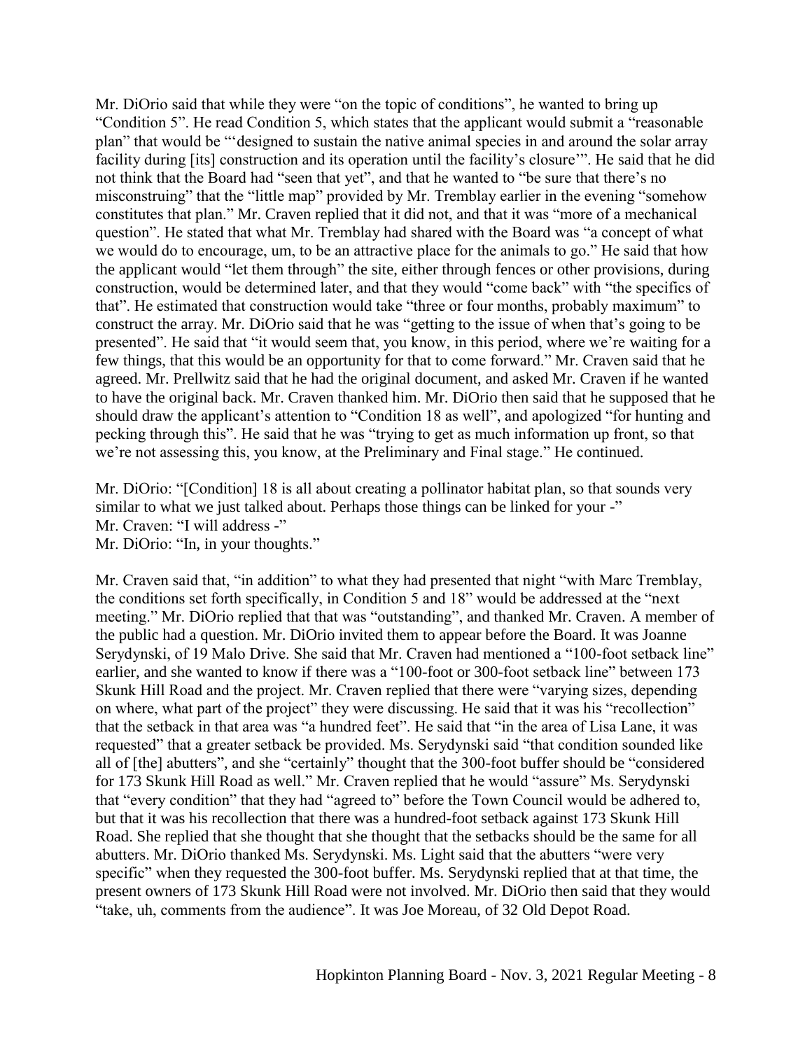Mr. DiOrio said that while they were "on the topic of conditions", he wanted to bring up "Condition 5". He read Condition 5, which states that the applicant would submit a "reasonable plan" that would be "'designed to sustain the native animal species in and around the solar array facility during [its] construction and its operation until the facility's closure'". He said that he did not think that the Board had "seen that yet", and that he wanted to "be sure that there's no misconstruing" that the "little map" provided by Mr. Tremblay earlier in the evening "somehow constitutes that plan." Mr. Craven replied that it did not, and that it was "more of a mechanical question". He stated that what Mr. Tremblay had shared with the Board was "a concept of what we would do to encourage, um, to be an attractive place for the animals to go." He said that how the applicant would "let them through" the site, either through fences or other provisions, during construction, would be determined later, and that they would "come back" with "the specifics of that". He estimated that construction would take "three or four months, probably maximum" to construct the array. Mr. DiOrio said that he was "getting to the issue of when that's going to be presented". He said that "it would seem that, you know, in this period, where we're waiting for a few things, that this would be an opportunity for that to come forward." Mr. Craven said that he agreed. Mr. Prellwitz said that he had the original document, and asked Mr. Craven if he wanted to have the original back. Mr. Craven thanked him. Mr. DiOrio then said that he supposed that he should draw the applicant's attention to "Condition 18 as well", and apologized "for hunting and pecking through this". He said that he was "trying to get as much information up front, so that we're not assessing this, you know, at the Preliminary and Final stage." He continued.

Mr. DiOrio: "[Condition] 18 is all about creating a pollinator habitat plan, so that sounds very similar to what we just talked about. Perhaps those things can be linked for your -"
Mr. Craven: "I will address -"
Mr. DiOrio: "In, in your thoughts."

Mr. Craven said that, "in addition" to what they had presented that night "with Marc Tremblay, the conditions set forth specifically, in Condition 5 and 18" would be addressed at the "next meeting." Mr. DiOrio replied that that was "outstanding", and thanked Mr. Craven. A member of the public had a question. Mr. DiOrio invited them to appear before the Board. It was Joanne Serydynski, of 19 Malo Drive. She said that Mr. Craven had mentioned a "100-foot setback line" earlier, and she wanted to know if there was a "100-foot or 300-foot setback line" between 173 Skunk Hill Road and the project. Mr. Craven replied that there were "varying sizes, depending on where, what part of the project" they were discussing. He said that it was his "recollection" that the setback in that area was "a hundred feet". He said that "in the area of Lisa Lane, it was requested" that a greater setback be provided. Ms. Serydynski said "that condition sounded like all of [the] abutters", and she "certainly" thought that the 300-foot buffer should be "considered for 173 Skunk Hill Road as well." Mr. Craven replied that he would "assure" Ms. Serydynski that "every condition" that they had "agreed to" before the Town Council would be adhered to, but that it was his recollection that there was a hundred-foot setback against 173 Skunk Hill Road. She replied that she thought that she thought that the setbacks should be the same for all abutters. Mr. DiOrio thanked Ms. Serydynski. Ms. Light said that the abutters "were very specific" when they requested the 300-foot buffer. Ms. Serydynski replied that at that time, the present owners of 173 Skunk Hill Road were not involved. Mr. DiOrio then said that they would "take, uh, comments from the audience". It was Joe Moreau, of 32 Old Depot Road.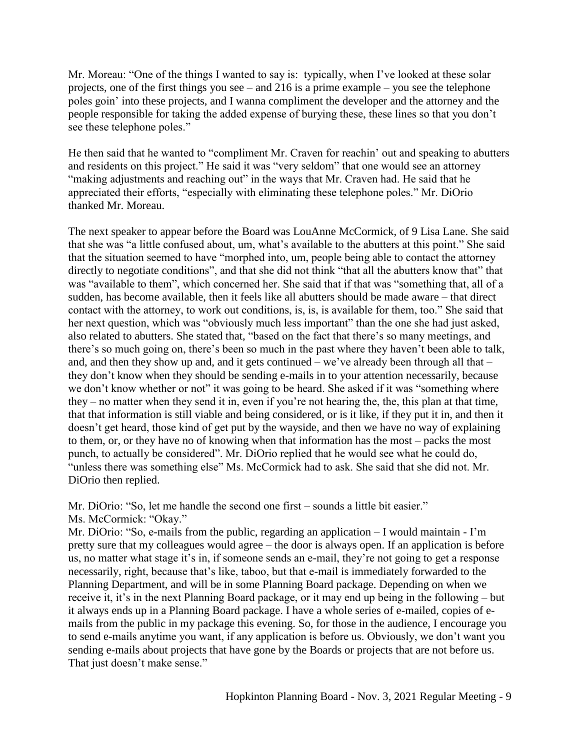Mr. Moreau: "One of the things I wanted to say is: typically, when I've looked at these solar projects, one of the first things you see – and 216 is a prime example – you see the telephone poles goin' into these projects, and I wanna compliment the developer and the attorney and the people responsible for taking the added expense of burying these, these lines so that you don't see these telephone poles."

He then said that he wanted to "compliment Mr. Craven for reachin' out and speaking to abutters and residents on this project." He said it was "very seldom" that one would see an attorney "making adjustments and reaching out" in the ways that Mr. Craven had. He said that he appreciated their efforts, "especially with eliminating these telephone poles." Mr. DiOrio thanked Mr. Moreau.

The next speaker to appear before the Board was LouAnne McCormick, of 9 Lisa Lane. She said that she was "a little confused about, um, what's available to the abutters at this point." She said that the situation seemed to have "morphed into, um, people being able to contact the attorney directly to negotiate conditions", and that she did not think "that all the abutters know that" that was "available to them", which concerned her. She said that if that was "something that, all of a sudden, has become available, then it feels like all abutters should be made aware – that direct contact with the attorney, to work out conditions, is, is, is available for them, too." She said that her next question, which was "obviously much less important" than the one she had just asked, also related to abutters. She stated that, "based on the fact that there's so many meetings, and there's so much going on, there's been so much in the past where they haven't been able to talk, and, and then they show up and, and it gets continued – we've already been through all that – they don't know when they should be sending e-mails in to your attention necessarily, because we don't know whether or not" it was going to be heard. She asked if it was "something where they – no matter when they send it in, even if you're not hearing the, the, this plan at that time, that that information is still viable and being considered, or is it like, if they put it in, and then it doesn't get heard, those kind of get put by the wayside, and then we have no way of explaining to them, or, or they have no of knowing when that information has the most – packs the most punch, to actually be considered". Mr. DiOrio replied that he would see what he could do, "unless there was something else" Ms. McCormick had to ask. She said that she did not. Mr. DiOrio then replied.

Mr. DiOrio: "So, let me handle the second one first – sounds a little bit easier."
Ms. McCormick: "Okay."
Mr. DiOrio: "So, e-mails from the public, regarding an application – I would maintain - I'm pretty sure that my colleagues would agree – the door is always open. If an application is before us, no matter what stage it's in, if someone sends an e-mail, they're not going to get a response necessarily, right, because that's like, taboo, but that e-mail is immediately forwarded to the Planning Department, and will be in some Planning Board package. Depending on when we receive it, it's in the next Planning Board package, or it may end up being in the following – but it always ends up in a Planning Board package. I have a whole series of e-mailed, copies of e-mails from the public in my package this evening. So, for those in the audience, I encourage you to send e-mails anytime you want, if any application is before us. Obviously, we don't want you sending e-mails about projects that have gone by the Boards or projects that are not before us. That just doesn't make sense."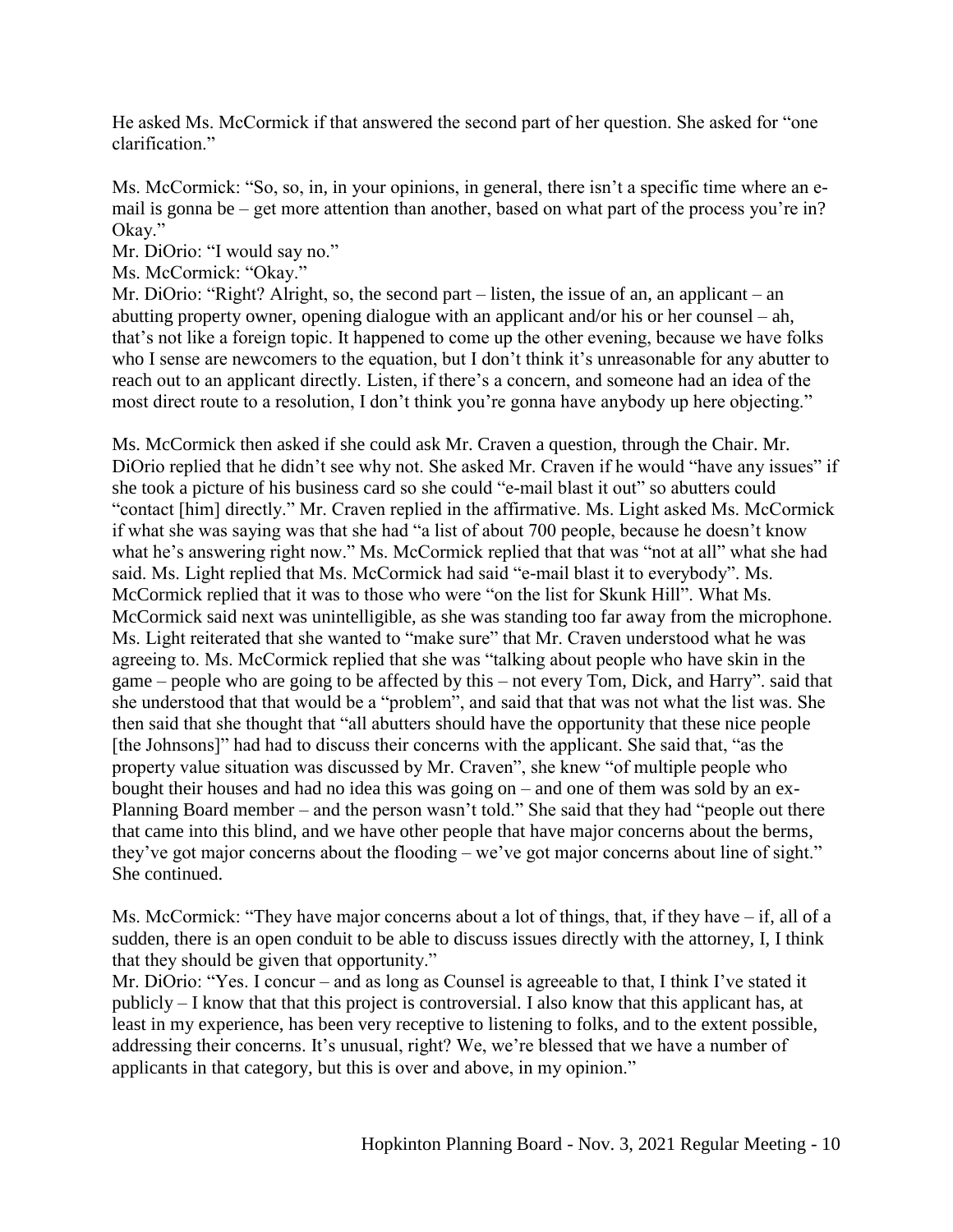He asked Ms. McCormick if that answered the second part of her question. She asked for "one clarification."

Ms. McCormick: "So, so, in, in your opinions, in general, there isn't a specific time where an e-mail is gonna be – get more attention than another, based on what part of the process you're in? Okay."
Mr. DiOrio: "I would say no."
Ms. McCormick: "Okay."
Mr. DiOrio: "Right? Alright, so, the second part – listen, the issue of an, an applicant – an abutting property owner, opening dialogue with an applicant and/or his or her counsel – ah, that's not like a foreign topic. It happened to come up the other evening, because we have folks who I sense are newcomers to the equation, but I don't think it's unreasonable for any abutter to reach out to an applicant directly. Listen, if there's a concern, and someone had an idea of the most direct route to a resolution, I don't think you're gonna have anybody up here objecting."

Ms. McCormick then asked if she could ask Mr. Craven a question, through the Chair. Mr. DiOrio replied that he didn't see why not. She asked Mr. Craven if he would "have any issues" if she took a picture of his business card so she could "e-mail blast it out" so abutters could "contact [him] directly." Mr. Craven replied in the affirmative. Ms. Light asked Ms. McCormick if what she was saying was that she had "a list of about 700 people, because he doesn't know what he's answering right now." Ms. McCormick replied that that was "not at all" what she had said. Ms. Light replied that Ms. McCormick had said "e-mail blast it to everybody". Ms. McCormick replied that it was to those who were "on the list for Skunk Hill". What Ms. McCormick said next was unintelligible, as she was standing too far away from the microphone. Ms. Light reiterated that she wanted to "make sure" that Mr. Craven understood what he was agreeing to. Ms. McCormick replied that she was "talking about people who have skin in the game – people who are going to be affected by this – not every Tom, Dick, and Harry". said that she understood that that would be a "problem", and said that that was not what the list was. She then said that she thought that "all abutters should have the opportunity that these nice people [the Johnsons]" had had to discuss their concerns with the applicant. She said that, "as the property value situation was discussed by Mr. Craven", she knew "of multiple people who bought their houses and had no idea this was going on – and one of them was sold by an ex-Planning Board member – and the person wasn't told." She said that they had "people out there that came into this blind, and we have other people that have major concerns about the berms, they've got major concerns about the flooding – we've got major concerns about line of sight." She continued.

Ms. McCormick: "They have major concerns about a lot of things, that, if they have – if, all of a sudden, there is an open conduit to be able to discuss issues directly with the attorney, I, I think that they should be given that opportunity."
Mr. DiOrio: "Yes. I concur – and as long as Counsel is agreeable to that, I think I've stated it publicly – I know that that this project is controversial. I also know that this applicant has, at least in my experience, has been very receptive to listening to folks, and to the extent possible, addressing their concerns. It's unusual, right? We, we're blessed that we have a number of applicants in that category, but this is over and above, in my opinion."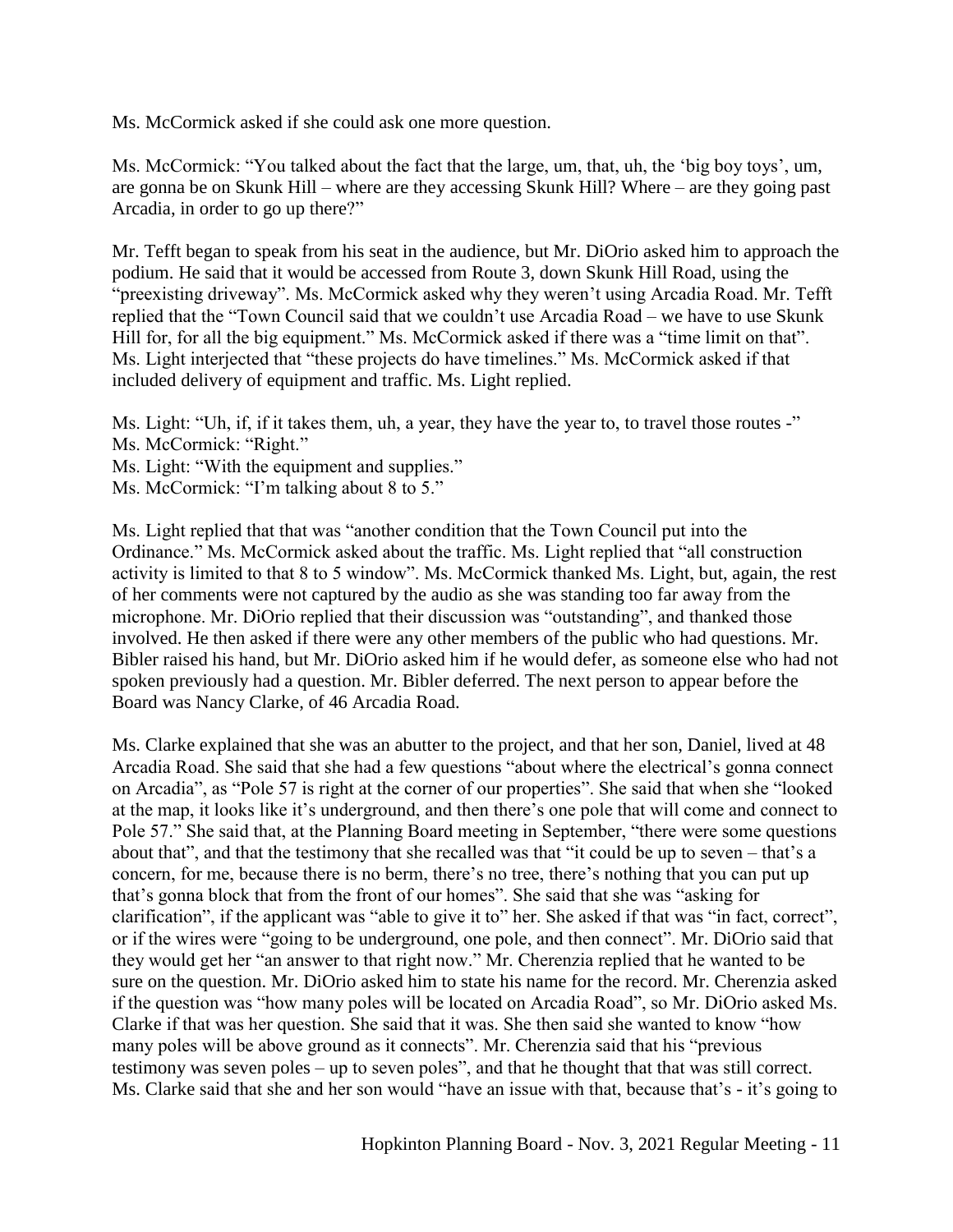Ms. McCormick asked if she could ask one more question.

Ms. McCormick: "You talked about the fact that the large, um, that, uh, the 'big boy toys', um, are gonna be on Skunk Hill – where are they accessing Skunk Hill? Where – are they going past Arcadia, in order to go up there?"

Mr. Tefft began to speak from his seat in the audience, but Mr. DiOrio asked him to approach the podium. He said that it would be accessed from Route 3, down Skunk Hill Road, using the "preexisting driveway". Ms. McCormick asked why they weren't using Arcadia Road. Mr. Tefft replied that the "Town Council said that we couldn't use Arcadia Road – we have to use Skunk Hill for, for all the big equipment." Ms. McCormick asked if there was a "time limit on that". Ms. Light interjected that "these projects do have timelines." Ms. McCormick asked if that included delivery of equipment and traffic. Ms. Light replied.

Ms. Light: "Uh, if, if it takes them, uh, a year, they have the year to, to travel those routes -"  
Ms. McCormick: "Right."  
Ms. Light: "With the equipment and supplies."  
Ms. McCormick: "I'm talking about 8 to 5."

Ms. Light replied that that was "another condition that the Town Council put into the Ordinance." Ms. McCormick asked about the traffic. Ms. Light replied that "all construction activity is limited to that 8 to 5 window". Ms. McCormick thanked Ms. Light, but, again, the rest of her comments were not captured by the audio as she was standing too far away from the microphone. Mr. DiOrio replied that their discussion was "outstanding", and thanked those involved. He then asked if there were any other members of the public who had questions. Mr. Bibler raised his hand, but Mr. DiOrio asked him if he would defer, as someone else who had not spoken previously had a question. Mr. Bibler deferred. The next person to appear before the Board was Nancy Clarke, of 46 Arcadia Road.

Ms. Clarke explained that she was an abutter to the project, and that her son, Daniel, lived at 48 Arcadia Road. She said that she had a few questions "about where the electrical's gonna connect on Arcadia", as "Pole 57 is right at the corner of our properties". She said that when she "looked at the map, it looks like it's underground, and then there's one pole that will come and connect to Pole 57." She said that, at the Planning Board meeting in September, "there were some questions about that", and that the testimony that she recalled was that "it could be up to seven – that's a concern, for me, because there is no berm, there's no tree, there's nothing that you can put up that's gonna block that from the front of our homes". She said that she was "asking for clarification", if the applicant was "able to give it to" her. She asked if that was "in fact, correct", or if the wires were "going to be underground, one pole, and then connect". Mr. DiOrio said that they would get her "an answer to that right now." Mr. Cherenzia replied that he wanted to be sure on the question. Mr. DiOrio asked him to state his name for the record. Mr. Cherenzia asked if the question was "how many poles will be located on Arcadia Road", so Mr. DiOrio asked Ms. Clarke if that was her question. She said that it was. She then said she wanted to know "how many poles will be above ground as it connects". Mr. Cherenzia said that his "previous testimony was seven poles – up to seven poles", and that he thought that that was still correct. Ms. Clarke said that she and her son would "have an issue with that, because that's - it's going to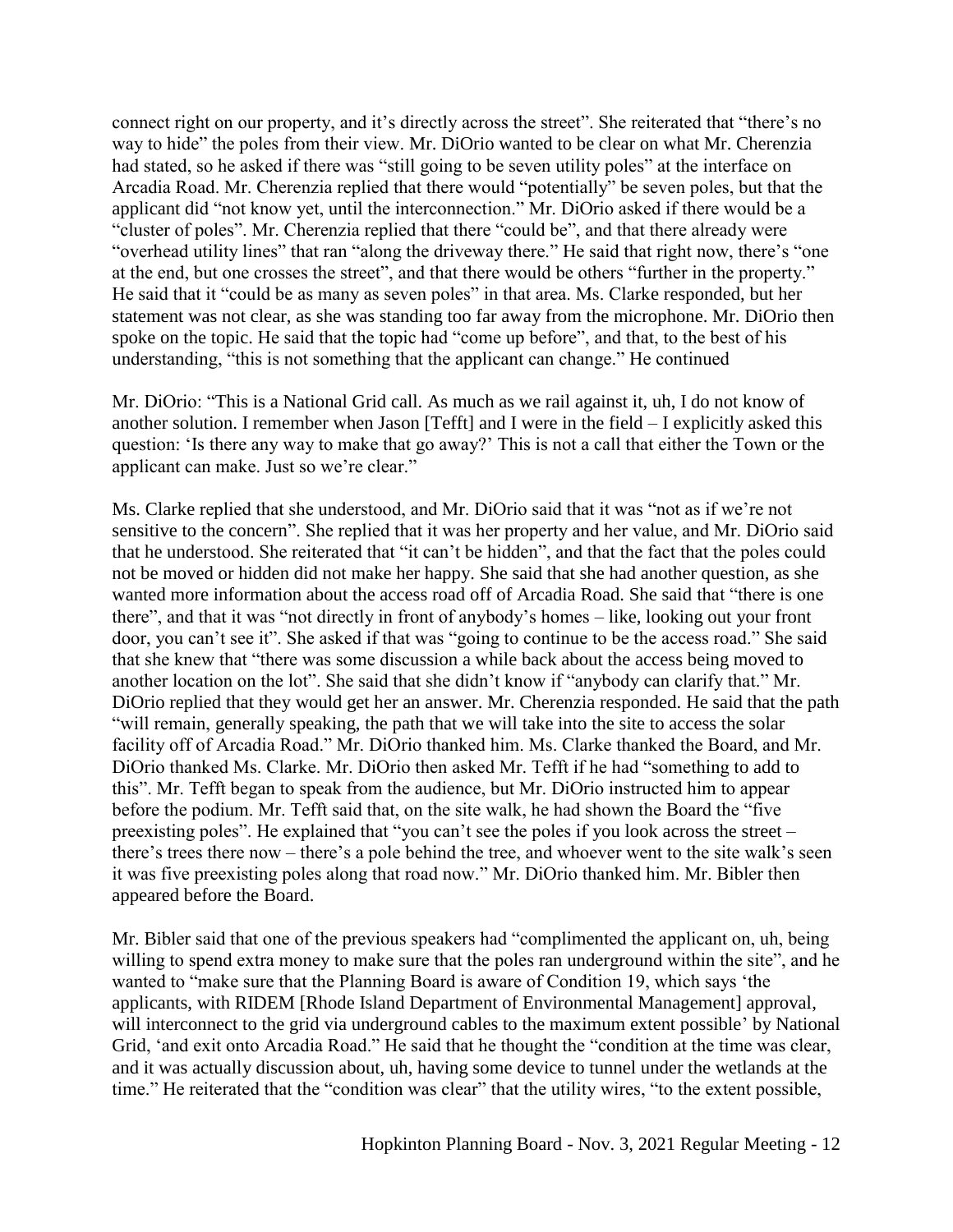connect right on our property, and it's directly across the street". She reiterated that "there's no way to hide" the poles from their view. Mr. DiOrio wanted to be clear on what Mr. Cherenzia had stated, so he asked if there was "still going to be seven utility poles" at the interface on Arcadia Road. Mr. Cherenzia replied that there would "potentially" be seven poles, but that the applicant did "not know yet, until the interconnection." Mr. DiOrio asked if there would be a "cluster of poles". Mr. Cherenzia replied that there "could be", and that there already were "overhead utility lines" that ran "along the driveway there." He said that right now, there's "one at the end, but one crosses the street", and that there would be others "further in the property." He said that it "could be as many as seven poles" in that area. Ms. Clarke responded, but her statement was not clear, as she was standing too far away from the microphone. Mr. DiOrio then spoke on the topic. He said that the topic had "come up before", and that, to the best of his understanding, "this is not something that the applicant can change." He continued

Mr. DiOrio: "This is a National Grid call. As much as we rail against it, uh, I do not know of another solution. I remember when Jason [Tefft] and I were in the field – I explicitly asked this question: 'Is there any way to make that go away?' This is not a call that either the Town or the applicant can make. Just so we're clear."

Ms. Clarke replied that she understood, and Mr. DiOrio said that it was "not as if we're not sensitive to the concern". She replied that it was her property and her value, and Mr. DiOrio said that he understood. She reiterated that "it can't be hidden", and that the fact that the poles could not be moved or hidden did not make her happy. She said that she had another question, as she wanted more information about the access road off of Arcadia Road. She said that "there is one there", and that it was "not directly in front of anybody's homes – like, looking out your front door, you can't see it". She asked if that was "going to continue to be the access road." She said that she knew that "there was some discussion a while back about the access being moved to another location on the lot". She said that she didn't know if "anybody can clarify that." Mr. DiOrio replied that they would get her an answer. Mr. Cherenzia responded. He said that the path "will remain, generally speaking, the path that we will take into the site to access the solar facility off of Arcadia Road." Mr. DiOrio thanked him. Ms. Clarke thanked the Board, and Mr. DiOrio thanked Ms. Clarke. Mr. DiOrio then asked Mr. Tefft if he had "something to add to this". Mr. Tefft began to speak from the audience, but Mr. DiOrio instructed him to appear before the podium. Mr. Tefft said that, on the site walk, he had shown the Board the "five preexisting poles". He explained that "you can't see the poles if you look across the street – there's trees there now – there's a pole behind the tree, and whoever went to the site walk's seen it was five preexisting poles along that road now." Mr. DiOrio thanked him. Mr. Bibler then appeared before the Board.

Mr. Bibler said that one of the previous speakers had "complimented the applicant on, uh, being willing to spend extra money to make sure that the poles ran underground within the site", and he wanted to "make sure that the Planning Board is aware of Condition 19, which says 'the applicants, with RIDEM [Rhode Island Department of Environmental Management] approval, will interconnect to the grid via underground cables to the maximum extent possible' by National Grid, 'and exit onto Arcadia Road." He said that he thought the "condition at the time was clear, and it was actually discussion about, uh, having some device to tunnel under the wetlands at the time." He reiterated that the "condition was clear" that the utility wires, "to the extent possible,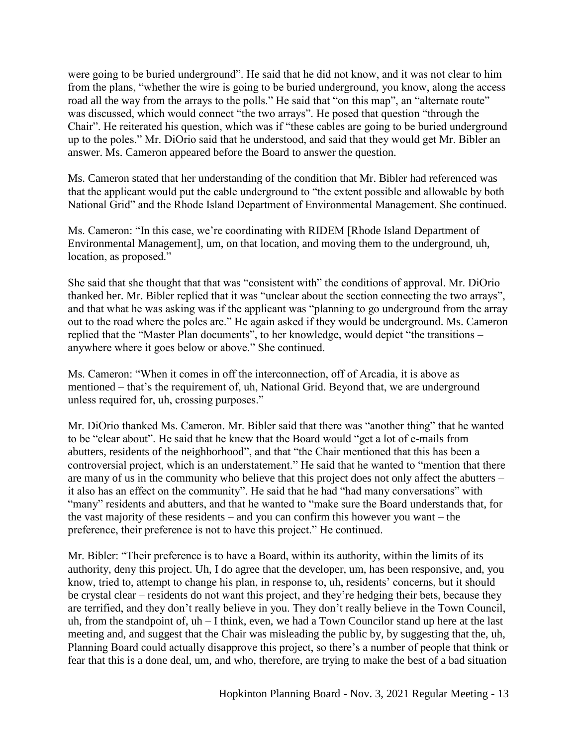were going to be buried underground". He said that he did not know, and it was not clear to him from the plans, "whether the wire is going to be buried underground, you know, along the access road all the way from the arrays to the polls." He said that "on this map", an "alternate route" was discussed, which would connect "the two arrays". He posed that question "through the Chair". He reiterated his question, which was if "these cables are going to be buried underground up to the poles." Mr. DiOrio said that he understood, and said that they would get Mr. Bibler an answer. Ms. Cameron appeared before the Board to answer the question.

Ms. Cameron stated that her understanding of the condition that Mr. Bibler had referenced was that the applicant would put the cable underground to "the extent possible and allowable by both National Grid" and the Rhode Island Department of Environmental Management. She continued.

Ms. Cameron: "In this case, we're coordinating with RIDEM [Rhode Island Department of Environmental Management], um, on that location, and moving them to the underground, uh, location, as proposed."

She said that she thought that that was "consistent with" the conditions of approval. Mr. DiOrio thanked her. Mr. Bibler replied that it was "unclear about the section connecting the two arrays", and that what he was asking was if the applicant was "planning to go underground from the array out to the road where the poles are." He again asked if they would be underground. Ms. Cameron replied that the "Master Plan documents", to her knowledge, would depict "the transitions – anywhere where it goes below or above." She continued.

Ms. Cameron: "When it comes in off the interconnection, off of Arcadia, it is above as mentioned – that's the requirement of, uh, National Grid. Beyond that, we are underground unless required for, uh, crossing purposes."

Mr. DiOrio thanked Ms. Cameron. Mr. Bibler said that there was "another thing" that he wanted to be "clear about". He said that he knew that the Board would "get a lot of e-mails from abutters, residents of the neighborhood", and that "the Chair mentioned that this has been a controversial project, which is an understatement." He said that he wanted to "mention that there are many of us in the community who believe that this project does not only affect the abutters – it also has an effect on the community". He said that he had "had many conversations" with "many" residents and abutters, and that he wanted to "make sure the Board understands that, for the vast majority of these residents – and you can confirm this however you want – the preference, their preference is not to have this project." He continued.

Mr. Bibler: "Their preference is to have a Board, within its authority, within the limits of its authority, deny this project. Uh, I do agree that the developer, um, has been responsive, and, you know, tried to, attempt to change his plan, in response to, uh, residents' concerns, but it should be crystal clear – residents do not want this project, and they're hedging their bets, because they are terrified, and they don't really believe in you. They don't really believe in the Town Council, uh, from the standpoint of, uh – I think, even, we had a Town Councilor stand up here at the last meeting and, and suggest that the Chair was misleading the public by, by suggesting that the, uh, Planning Board could actually disapprove this project, so there's a number of people that think or fear that this is a done deal, um, and who, therefore, are trying to make the best of a bad situation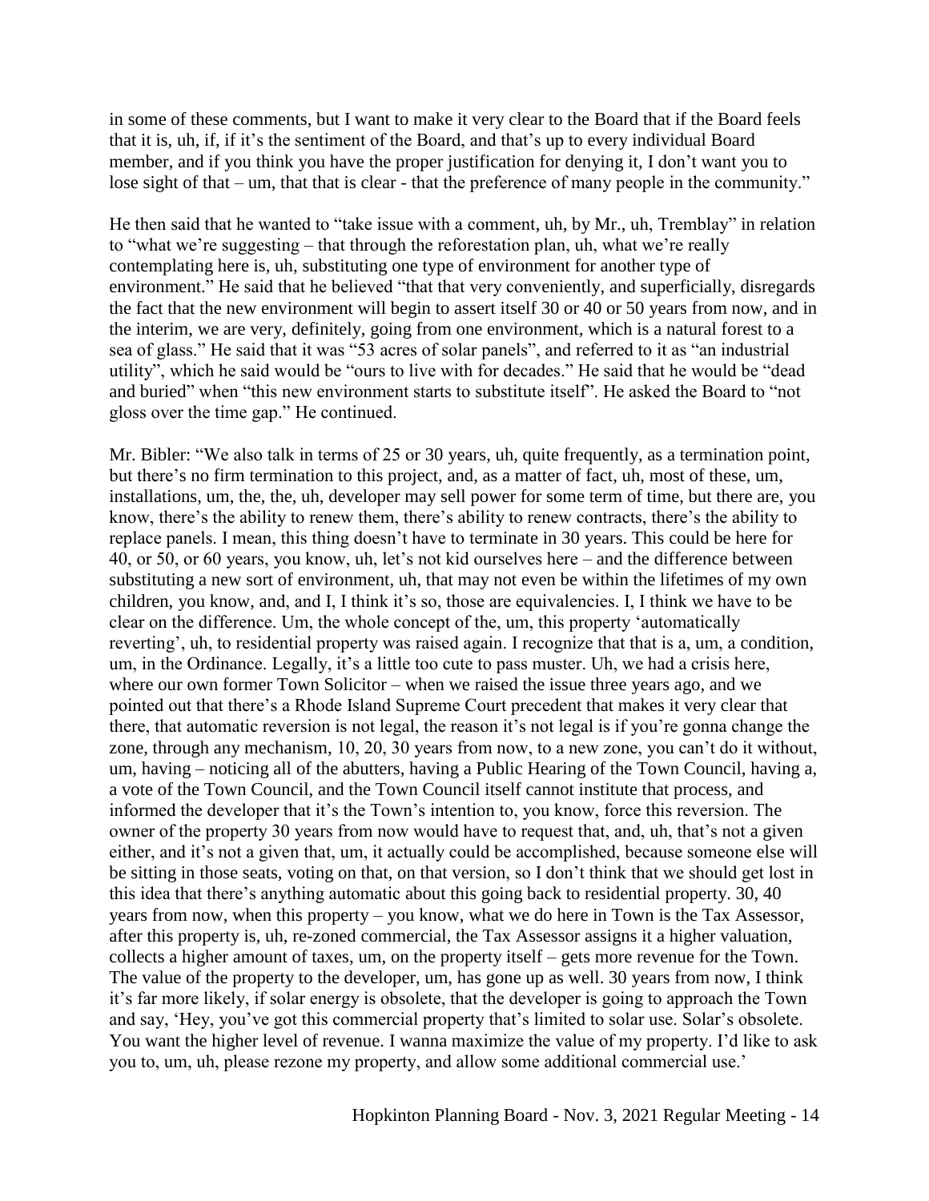in some of these comments, but I want to make it very clear to the Board that if the Board feels that it is, uh, if, if it's the sentiment of the Board, and that's up to every individual Board member, and if you think you have the proper justification for denying it, I don't want you to lose sight of that – um, that that is clear - that the preference of many people in the community."

He then said that he wanted to "take issue with a comment, uh, by Mr., uh, Tremblay" in relation to "what we're suggesting – that through the reforestation plan, uh, what we're really contemplating here is, uh, substituting one type of environment for another type of environment." He said that he believed "that that very conveniently, and superficially, disregards the fact that the new environment will begin to assert itself 30 or 40 or 50 years from now, and in the interim, we are very, definitely, going from one environment, which is a natural forest to a sea of glass." He said that it was "53 acres of solar panels", and referred to it as "an industrial utility", which he said would be "ours to live with for decades." He said that he would be "dead and buried" when "this new environment starts to substitute itself". He asked the Board to "not gloss over the time gap." He continued.

Mr. Bibler: "We also talk in terms of 25 or 30 years, uh, quite frequently, as a termination point, but there's no firm termination to this project, and, as a matter of fact, uh, most of these, um, installations, um, the, the, uh, developer may sell power for some term of time, but there are, you know, there's the ability to renew them, there's ability to renew contracts, there's the ability to replace panels. I mean, this thing doesn't have to terminate in 30 years. This could be here for 40, or 50, or 60 years, you know, uh, let's not kid ourselves here – and the difference between substituting a new sort of environment, uh, that may not even be within the lifetimes of my own children, you know, and, and I, I think it's so, those are equivalencies. I, I think we have to be clear on the difference. Um, the whole concept of the, um, this property 'automatically reverting', uh, to residential property was raised again. I recognize that that is a, um, a condition, um, in the Ordinance. Legally, it's a little too cute to pass muster. Uh, we had a crisis here, where our own former Town Solicitor – when we raised the issue three years ago, and we pointed out that there's a Rhode Island Supreme Court precedent that makes it very clear that there, that automatic reversion is not legal, the reason it's not legal is if you're gonna change the zone, through any mechanism, 10, 20, 30 years from now, to a new zone, you can't do it without, um, having – noticing all of the abutters, having a Public Hearing of the Town Council, having a, a vote of the Town Council, and the Town Council itself cannot institute that process, and informed the developer that it's the Town's intention to, you know, force this reversion. The owner of the property 30 years from now would have to request that, and, uh, that's not a given either, and it's not a given that, um, it actually could be accomplished, because someone else will be sitting in those seats, voting on that, on that version, so I don't think that we should get lost in this idea that there's anything automatic about this going back to residential property. 30, 40 years from now, when this property – you know, what we do here in Town is the Tax Assessor, after this property is, uh, re-zoned commercial, the Tax Assessor assigns it a higher valuation, collects a higher amount of taxes, um, on the property itself – gets more revenue for the Town. The value of the property to the developer, um, has gone up as well. 30 years from now, I think it's far more likely, if solar energy is obsolete, that the developer is going to approach the Town and say, 'Hey, you've got this commercial property that's limited to solar use. Solar's obsolete. You want the higher level of revenue. I wanna maximize the value of my property. I'd like to ask you to, um, uh, please rezone my property, and allow some additional commercial use.'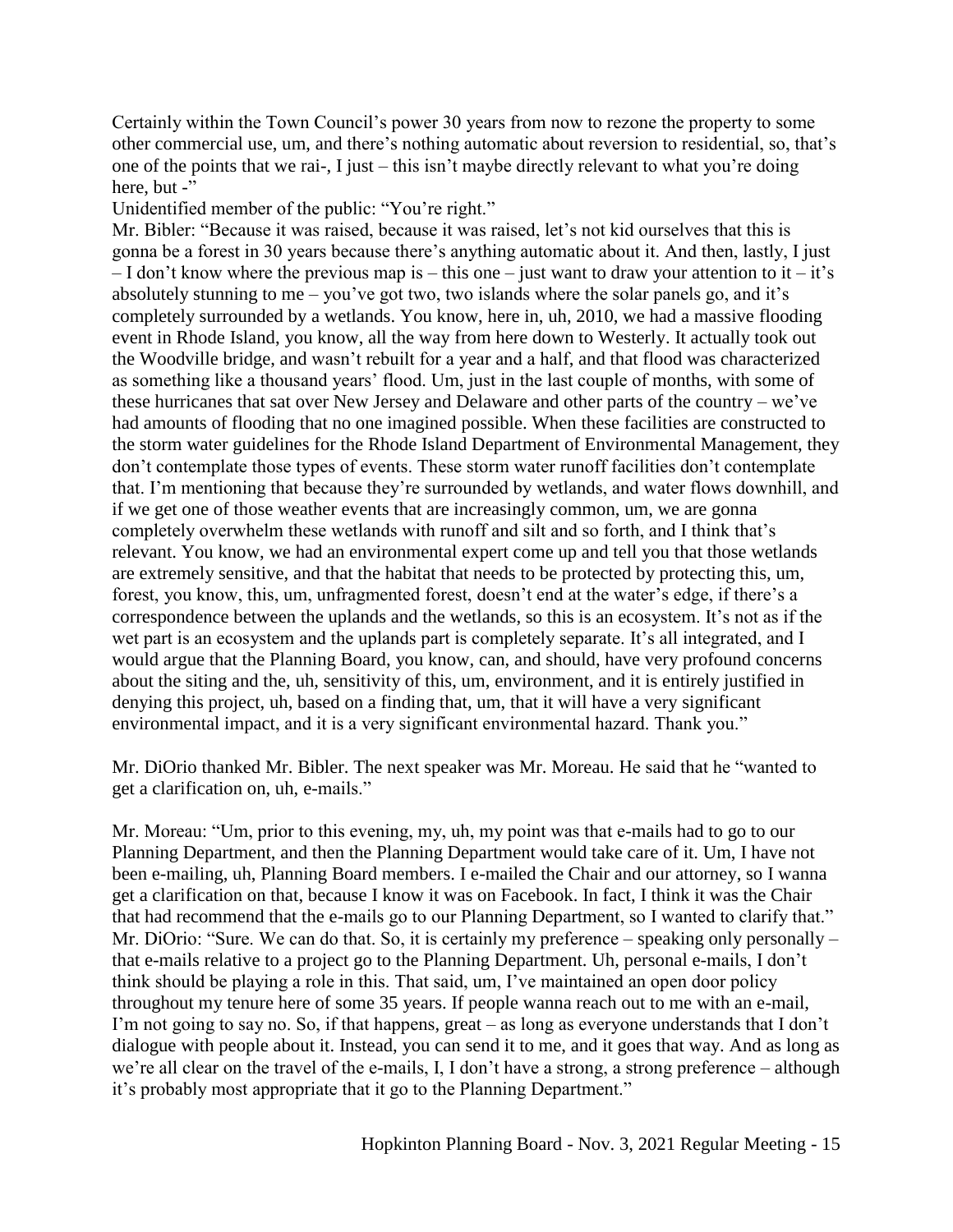Certainly within the Town Council's power 30 years from now to rezone the property to some other commercial use, um, and there's nothing automatic about reversion to residential, so, that's one of the points that we rai-, I just – this isn't maybe directly relevant to what you're doing here, but -"

Unidentified member of the public: "You're right."

Mr. Bibler: "Because it was raised, because it was raised, let's not kid ourselves that this is gonna be a forest in 30 years because there's anything automatic about it. And then, lastly, I just – I don't know where the previous map is – this one – just want to draw your attention to it – it's absolutely stunning to me – you've got two, two islands where the solar panels go, and it's completely surrounded by a wetlands. You know, here in, uh, 2010, we had a massive flooding event in Rhode Island, you know, all the way from here down to Westerly. It actually took out the Woodville bridge, and wasn't rebuilt for a year and a half, and that flood was characterized as something like a thousand years' flood. Um, just in the last couple of months, with some of these hurricanes that sat over New Jersey and Delaware and other parts of the country – we've had amounts of flooding that no one imagined possible. When these facilities are constructed to the storm water guidelines for the Rhode Island Department of Environmental Management, they don't contemplate those types of events. These storm water runoff facilities don't contemplate that. I'm mentioning that because they're surrounded by wetlands, and water flows downhill, and if we get one of those weather events that are increasingly common, um, we are gonna completely overwhelm these wetlands with runoff and silt and so forth, and I think that's relevant. You know, we had an environmental expert come up and tell you that those wetlands are extremely sensitive, and that the habitat that needs to be protected by protecting this, um, forest, you know, this, um, unfragmented forest, doesn't end at the water's edge, if there's a correspondence between the uplands and the wetlands, so this is an ecosystem. It's not as if the wet part is an ecosystem and the uplands part is completely separate. It's all integrated, and I would argue that the Planning Board, you know, can, and should, have very profound concerns about the siting and the, uh, sensitivity of this, um, environment, and it is entirely justified in denying this project, uh, based on a finding that, um, that it will have a very significant environmental impact, and it is a very significant environmental hazard. Thank you."

Mr. DiOrio thanked Mr. Bibler. The next speaker was Mr. Moreau. He said that he "wanted to get a clarification on, uh, e-mails."

Mr. Moreau: "Um, prior to this evening, my, uh, my point was that e-mails had to go to our Planning Department, and then the Planning Department would take care of it. Um, I have not been e-mailing, uh, Planning Board members. I e-mailed the Chair and our attorney, so I wanna get a clarification on that, because I know it was on Facebook. In fact, I think it was the Chair that had recommend that the e-mails go to our Planning Department, so I wanted to clarify that."

Mr. DiOrio: "Sure. We can do that. So, it is certainly my preference – speaking only personally – that e-mails relative to a project go to the Planning Department. Uh, personal e-mails, I don't think should be playing a role in this. That said, um, I've maintained an open door policy throughout my tenure here of some 35 years. If people wanna reach out to me with an e-mail, I'm not going to say no. So, if that happens, great – as long as everyone understands that I don't dialogue with people about it. Instead, you can send it to me, and it goes that way. And as long as we're all clear on the travel of the e-mails, I, I don't have a strong, a strong preference – although it's probably most appropriate that it go to the Planning Department."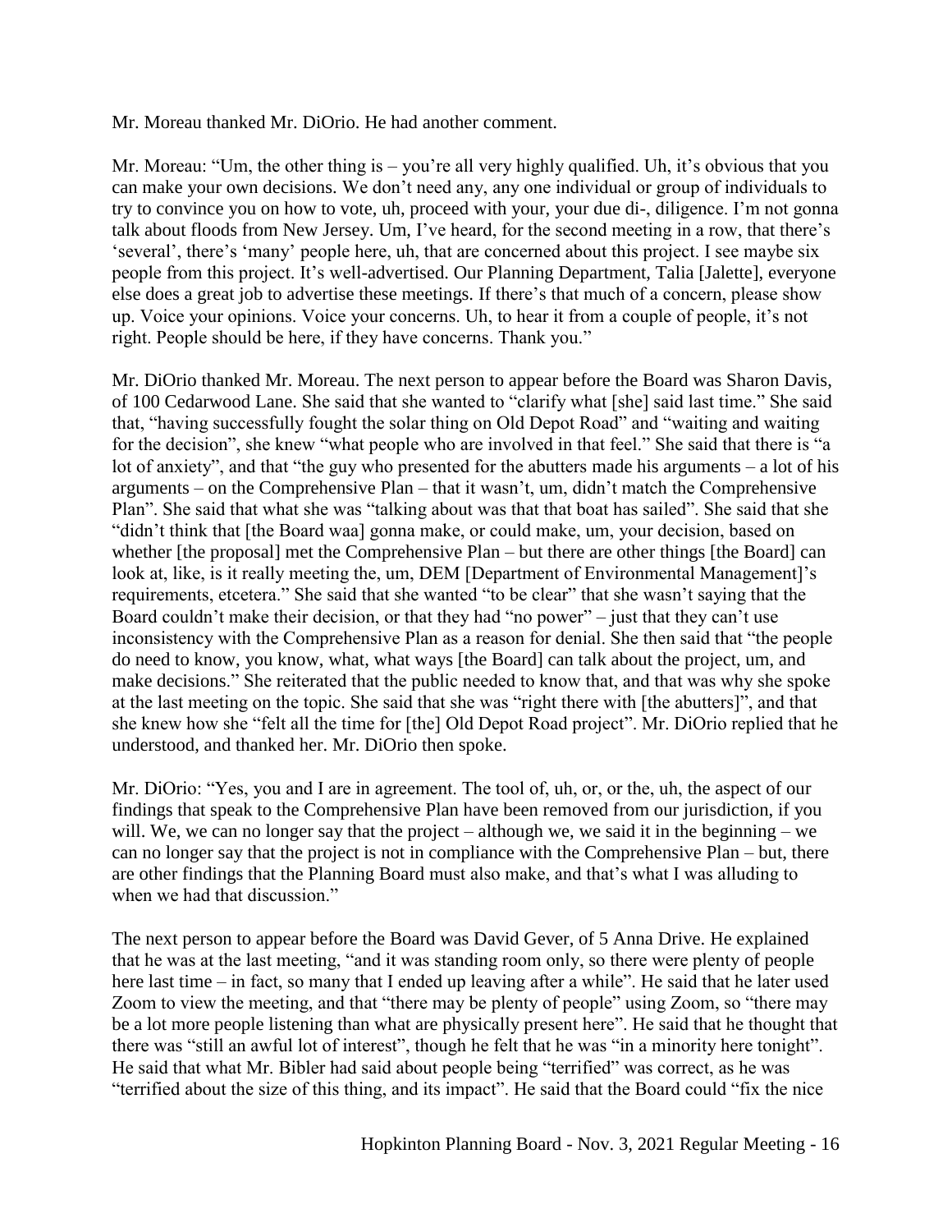Mr. Moreau thanked Mr. DiOrio. He had another comment.

Mr. Moreau: "Um, the other thing is – you're all very highly qualified. Uh, it's obvious that you can make your own decisions. We don't need any, any one individual or group of individuals to try to convince you on how to vote, uh, proceed with your, your due di-, diligence. I'm not gonna talk about floods from New Jersey. Um, I've heard, for the second meeting in a row, that there's 'several', there's 'many' people here, uh, that are concerned about this project. I see maybe six people from this project. It's well-advertised. Our Planning Department, Talia [Jalette], everyone else does a great job to advertise these meetings. If there's that much of a concern, please show up. Voice your opinions. Voice your concerns. Uh, to hear it from a couple of people, it's not right. People should be here, if they have concerns. Thank you."

Mr. DiOrio thanked Mr. Moreau. The next person to appear before the Board was Sharon Davis, of 100 Cedarwood Lane. She said that she wanted to "clarify what [she] said last time." She said that, "having successfully fought the solar thing on Old Depot Road" and "waiting and waiting for the decision", she knew "what people who are involved in that feel." She said that there is "a lot of anxiety", and that "the guy who presented for the abutters made his arguments – a lot of his arguments – on the Comprehensive Plan – that it wasn't, um, didn't match the Comprehensive Plan". She said that what she was "talking about was that that boat has sailed". She said that she "didn't think that [the Board waa] gonna make, or could make, um, your decision, based on whether [the proposal] met the Comprehensive Plan – but there are other things [the Board] can look at, like, is it really meeting the, um, DEM [Department of Environmental Management]'s requirements, etcetera." She said that she wanted "to be clear" that she wasn't saying that the Board couldn't make their decision, or that they had "no power" – just that they can't use inconsistency with the Comprehensive Plan as a reason for denial. She then said that "the people do need to know, you know, what, what ways [the Board] can talk about the project, um, and make decisions." She reiterated that the public needed to know that, and that was why she spoke at the last meeting on the topic. She said that she was "right there with [the abutters]", and that she knew how she "felt all the time for [the] Old Depot Road project". Mr. DiOrio replied that he understood, and thanked her. Mr. DiOrio then spoke.

Mr. DiOrio: "Yes, you and I are in agreement. The tool of, uh, or, or the, uh, the aspect of our findings that speak to the Comprehensive Plan have been removed from our jurisdiction, if you will. We, we can no longer say that the project – although we, we said it in the beginning – we can no longer say that the project is not in compliance with the Comprehensive Plan – but, there are other findings that the Planning Board must also make, and that's what I was alluding to when we had that discussion."

The next person to appear before the Board was David Gever, of 5 Anna Drive. He explained that he was at the last meeting, "and it was standing room only, so there were plenty of people here last time – in fact, so many that I ended up leaving after a while". He said that he later used Zoom to view the meeting, and that "there may be plenty of people" using Zoom, so "there may be a lot more people listening than what are physically present here". He said that he thought that there was "still an awful lot of interest", though he felt that he was "in a minority here tonight". He said that what Mr. Bibler had said about people being "terrified" was correct, as he was "terrified about the size of this thing, and its impact". He said that the Board could "fix the nice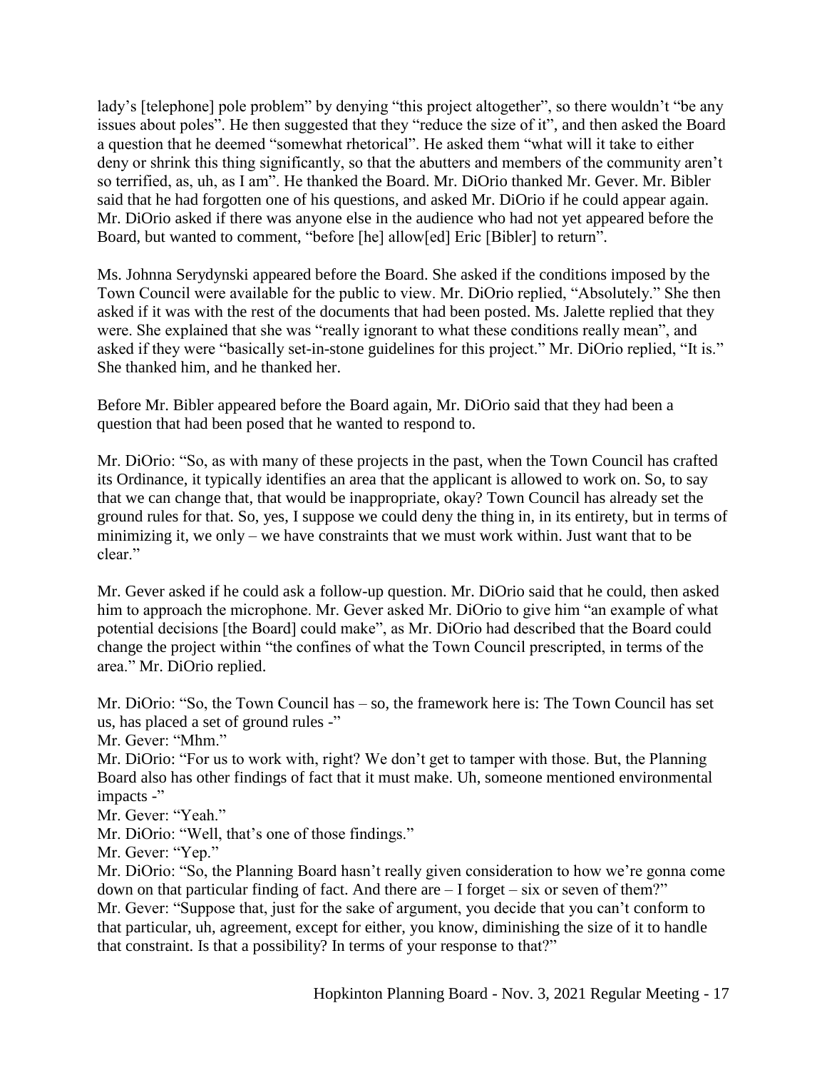lady's [telephone] pole problem" by denying "this project altogether", so there wouldn't "be any issues about poles". He then suggested that they "reduce the size of it", and then asked the Board a question that he deemed "somewhat rhetorical". He asked them "what will it take to either deny or shrink this thing significantly, so that the abutters and members of the community aren't so terrified, as, uh, as I am". He thanked the Board. Mr. DiOrio thanked Mr. Gever. Mr. Bibler said that he had forgotten one of his questions, and asked Mr. DiOrio if he could appear again. Mr. DiOrio asked if there was anyone else in the audience who had not yet appeared before the Board, but wanted to comment, "before [he] allow[ed] Eric [Bibler] to return".

Ms. Johnna Serydynski appeared before the Board. She asked if the conditions imposed by the Town Council were available for the public to view. Mr. DiOrio replied, "Absolutely." She then asked if it was with the rest of the documents that had been posted. Ms. Jalette replied that they were. She explained that she was "really ignorant to what these conditions really mean", and asked if they were "basically set-in-stone guidelines for this project." Mr. DiOrio replied, "It is." She thanked him, and he thanked her.

Before Mr. Bibler appeared before the Board again, Mr. DiOrio said that they had been a question that had been posed that he wanted to respond to.

Mr. DiOrio: "So, as with many of these projects in the past, when the Town Council has crafted its Ordinance, it typically identifies an area that the applicant is allowed to work on. So, to say that we can change that, that would be inappropriate, okay? Town Council has already set the ground rules for that. So, yes, I suppose we could deny the thing in, in its entirety, but in terms of minimizing it, we only – we have constraints that we must work within. Just want that to be clear."

Mr. Gever asked if he could ask a follow-up question. Mr. DiOrio said that he could, then asked him to approach the microphone. Mr. Gever asked Mr. DiOrio to give him "an example of what potential decisions [the Board] could make", as Mr. DiOrio had described that the Board could change the project within "the confines of what the Town Council prescripted, in terms of the area." Mr. DiOrio replied.

Mr. DiOrio: "So, the Town Council has – so, the framework here is: The Town Council has set us, has placed a set of ground rules -"
Mr. Gever: "Mhm."
Mr. DiOrio: "For us to work with, right? We don't get to tamper with those. But, the Planning Board also has other findings of fact that it must make. Uh, someone mentioned environmental impacts -"
Mr. Gever: "Yeah."
Mr. DiOrio: "Well, that's one of those findings."
Mr. Gever: "Yep."
Mr. DiOrio: "So, the Planning Board hasn't really given consideration to how we're gonna come down on that particular finding of fact. And there are – I forget – six or seven of them?"
Mr. Gever: "Suppose that, just for the sake of argument, you decide that you can't conform to that particular, uh, agreement, except for either, you know, diminishing the size of it to handle that constraint. Is that a possibility? In terms of your response to that?"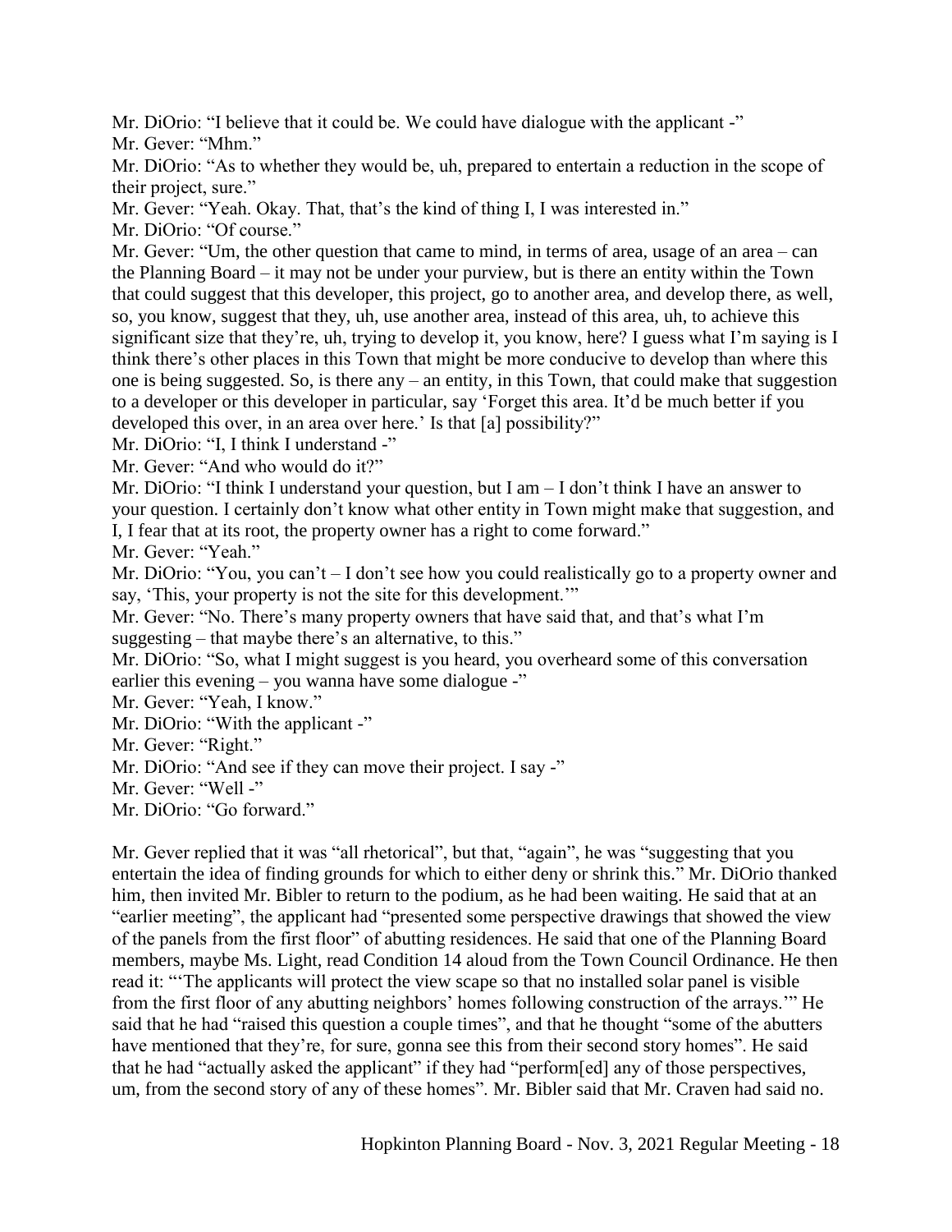Mr. DiOrio: "I believe that it could be. We could have dialogue with the applicant -"

Mr. Gever: "Mhm."

Mr. DiOrio: "As to whether they would be, uh, prepared to entertain a reduction in the scope of their project, sure."

Mr. Gever: "Yeah. Okay. That, that's the kind of thing I, I was interested in."

Mr. DiOrio: "Of course."

Mr. Gever: "Um, the other question that came to mind, in terms of area, usage of an area – can the Planning Board – it may not be under your purview, but is there an entity within the Town that could suggest that this developer, this project, go to another area, and develop there, as well, so, you know, suggest that they, uh, use another area, instead of this area, uh, to achieve this significant size that they're, uh, trying to develop it, you know, here? I guess what I'm saying is I think there's other places in this Town that might be more conducive to develop than where this one is being suggested. So, is there any – an entity, in this Town, that could make that suggestion to a developer or this developer in particular, say 'Forget this area. It'd be much better if you developed this over, in an area over here.' Is that [a] possibility?"

Mr. DiOrio: "I, I think I understand -"

Mr. Gever: "And who would do it?"

Mr. DiOrio: "I think I understand your question, but I am – I don't think I have an answer to your question. I certainly don't know what other entity in Town might make that suggestion, and I, I fear that at its root, the property owner has a right to come forward."

Mr. Gever: "Yeah."

Mr. DiOrio: "You, you can't – I don't see how you could realistically go to a property owner and say, 'This, your property is not the site for this development.'"

Mr. Gever: "No. There's many property owners that have said that, and that's what I'm suggesting – that maybe there's an alternative, to this."

Mr. DiOrio: "So, what I might suggest is you heard, you overheard some of this conversation earlier this evening – you wanna have some dialogue -"

Mr. Gever: "Yeah, I know."

Mr. DiOrio: "With the applicant -"

Mr. Gever: "Right."

Mr. DiOrio: "And see if they can move their project. I say -"

Mr. Gever: "Well -"

Mr. DiOrio: "Go forward."

Mr. Gever replied that it was "all rhetorical", but that, "again", he was "suggesting that you entertain the idea of finding grounds for which to either deny or shrink this." Mr. DiOrio thanked him, then invited Mr. Bibler to return to the podium, as he had been waiting. He said that at an "earlier meeting", the applicant had "presented some perspective drawings that showed the view of the panels from the first floor" of abutting residences. He said that one of the Planning Board members, maybe Ms. Light, read Condition 14 aloud from the Town Council Ordinance. He then read it: "'The applicants will protect the view scape so that no installed solar panel is visible from the first floor of any abutting neighbors' homes following construction of the arrays.'" He said that he had "raised this question a couple times", and that he thought "some of the abutters have mentioned that they're, for sure, gonna see this from their second story homes". He said that he had "actually asked the applicant" if they had "perform[ed] any of those perspectives, um, from the second story of any of these homes". Mr. Bibler said that Mr. Craven had said no.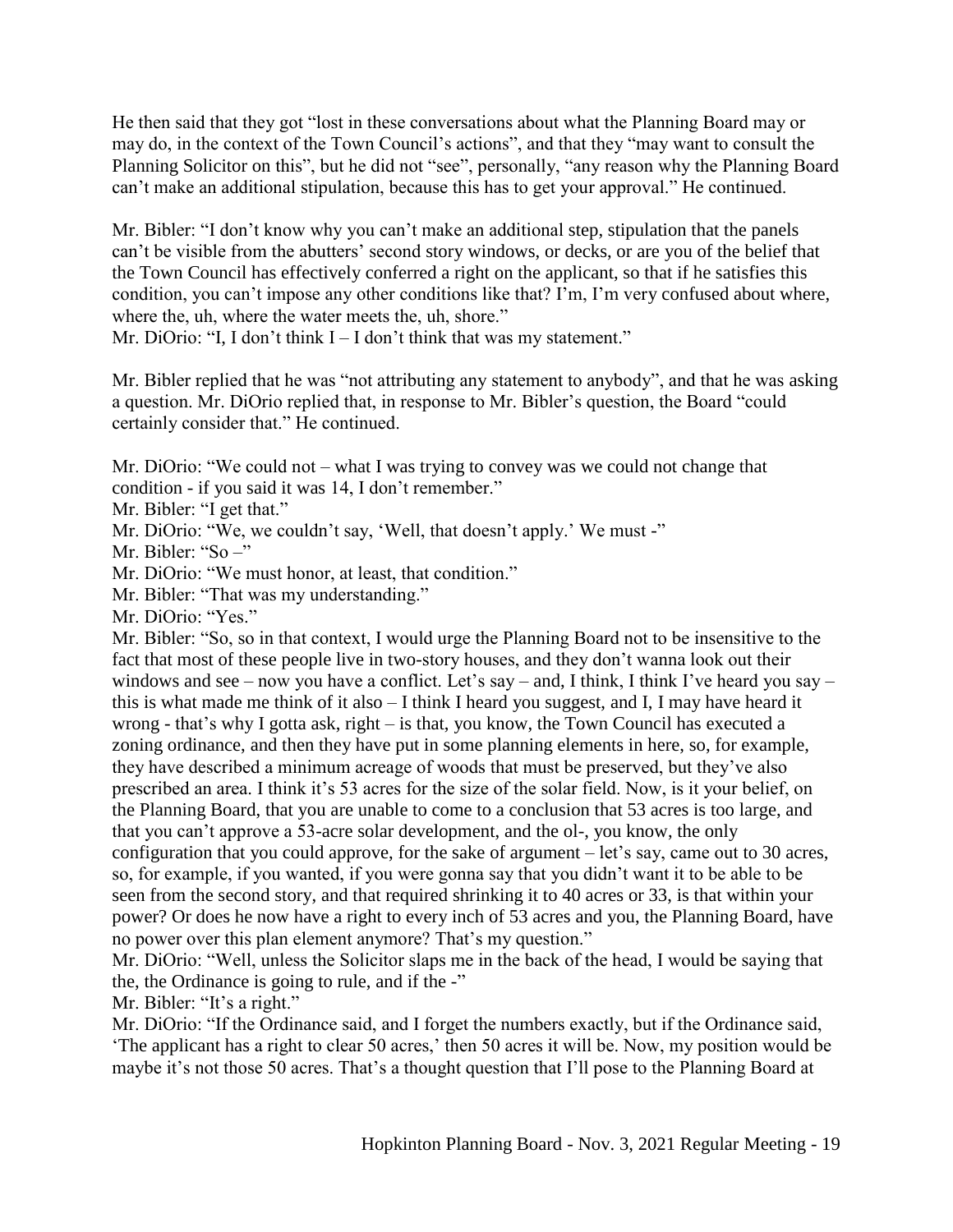He then said that they got "lost in these conversations about what the Planning Board may or may do, in the context of the Town Council's actions", and that they "may want to consult the Planning Solicitor on this", but he did not "see", personally, "any reason why the Planning Board can't make an additional stipulation, because this has to get your approval." He continued.

Mr. Bibler: "I don't know why you can't make an additional step, stipulation that the panels can't be visible from the abutters' second story windows, or decks, or are you of the belief that the Town Council has effectively conferred a right on the applicant, so that if he satisfies this condition, you can't impose any other conditions like that? I'm, I'm very confused about where, where the, uh, where the water meets the, uh, shore."
Mr. DiOrio: "I, I don't think I – I don't think that was my statement."

Mr. Bibler replied that he was "not attributing any statement to anybody", and that he was asking a question. Mr. DiOrio replied that, in response to Mr. Bibler's question, the Board "could certainly consider that." He continued.

Mr. DiOrio: "We could not – what I was trying to convey was we could not change that condition - if you said it was 14, I don't remember."
Mr. Bibler: "I get that."
Mr. DiOrio: "We, we couldn't say, 'Well, that doesn't apply.' We must -"
Mr. Bibler: "So –"
Mr. DiOrio: "We must honor, at least, that condition."
Mr. Bibler: "That was my understanding."
Mr. DiOrio: "Yes."
Mr. Bibler: "So, so in that context, I would urge the Planning Board not to be insensitive to the fact that most of these people live in two-story houses, and they don't wanna look out their windows and see – now you have a conflict. Let's say – and, I think, I think I've heard you say – this is what made me think of it also – I think I heard you suggest, and I, I may have heard it wrong - that's why I gotta ask, right – is that, you know, the Town Council has executed a zoning ordinance, and then they have put in some planning elements in here, so, for example, they have described a minimum acreage of woods that must be preserved, but they've also prescribed an area. I think it's 53 acres for the size of the solar field. Now, is it your belief, on the Planning Board, that you are unable to come to a conclusion that 53 acres is too large, and that you can't approve a 53-acre solar development, and the ol-, you know, the only configuration that you could approve, for the sake of argument – let's say, came out to 30 acres, so, for example, if you wanted, if you were gonna say that you didn't want it to be able to be seen from the second story, and that required shrinking it to 40 acres or 33, is that within your power? Or does he now have a right to every inch of 53 acres and you, the Planning Board, have no power over this plan element anymore? That's my question."
Mr. DiOrio: "Well, unless the Solicitor slaps me in the back of the head, I would be saying that the, the Ordinance is going to rule, and if the -"
Mr. Bibler: "It's a right."
Mr. DiOrio: "If the Ordinance said, and I forget the numbers exactly, but if the Ordinance said, 'The applicant has a right to clear 50 acres,' then 50 acres it will be. Now, my position would be maybe it's not those 50 acres. That's a thought question that I'll pose to the Planning Board at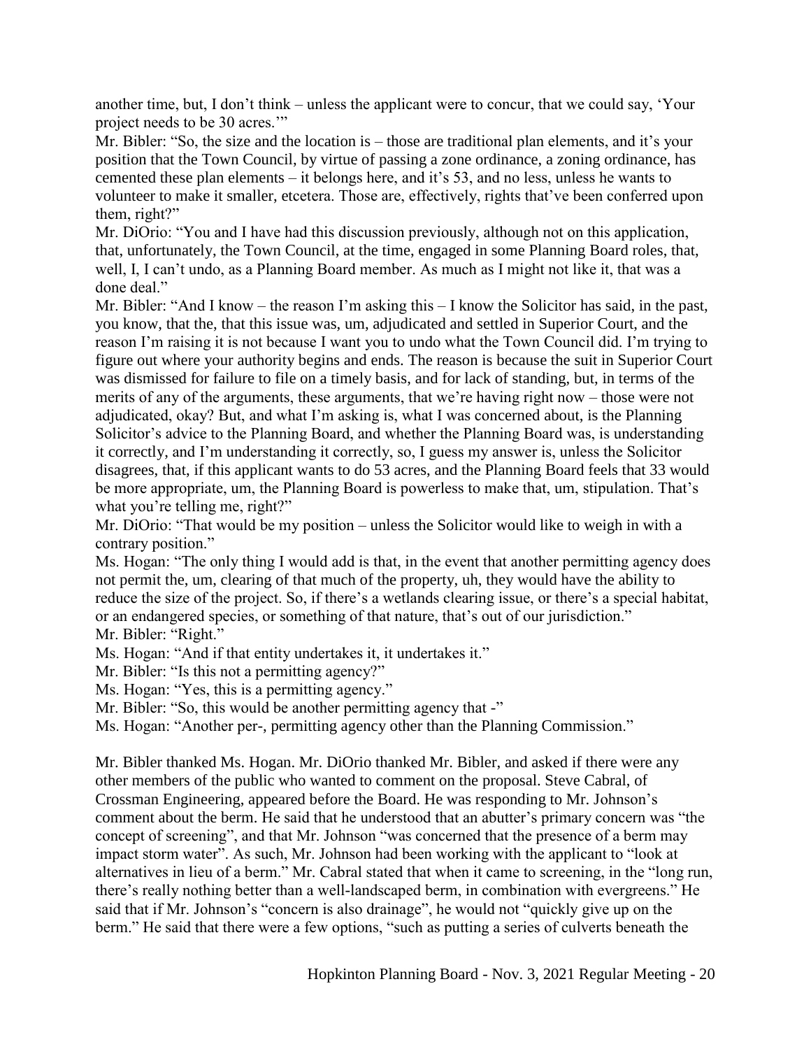another time, but, I don't think – unless the applicant were to concur, that we could say, 'Your project needs to be 30 acres.'"

Mr. Bibler: "So, the size and the location is – those are traditional plan elements, and it's your position that the Town Council, by virtue of passing a zone ordinance, a zoning ordinance, has cemented these plan elements – it belongs here, and it's 53, and no less, unless he wants to volunteer to make it smaller, etcetera. Those are, effectively, rights that've been conferred upon them, right?"

Mr. DiOrio: "You and I have had this discussion previously, although not on this application, that, unfortunately, the Town Council, at the time, engaged in some Planning Board roles, that, well, I, I can't undo, as a Planning Board member. As much as I might not like it, that was a done deal."

Mr. Bibler: "And I know – the reason I'm asking this – I know the Solicitor has said, in the past, you know, that the, that this issue was, um, adjudicated and settled in Superior Court, and the reason I'm raising it is not because I want you to undo what the Town Council did. I'm trying to figure out where your authority begins and ends. The reason is because the suit in Superior Court was dismissed for failure to file on a timely basis, and for lack of standing, but, in terms of the merits of any of the arguments, these arguments, that we're having right now – those were not adjudicated, okay? But, and what I'm asking is, what I was concerned about, is the Planning Solicitor's advice to the Planning Board, and whether the Planning Board was, is understanding it correctly, and I'm understanding it correctly, so, I guess my answer is, unless the Solicitor disagrees, that, if this applicant wants to do 53 acres, and the Planning Board feels that 33 would be more appropriate, um, the Planning Board is powerless to make that, um, stipulation. That's what you're telling me, right?"

Mr. DiOrio: "That would be my position – unless the Solicitor would like to weigh in with a contrary position."

Ms. Hogan: "The only thing I would add is that, in the event that another permitting agency does not permit the, um, clearing of that much of the property, uh, they would have the ability to reduce the size of the project. So, if there's a wetlands clearing issue, or there's a special habitat, or an endangered species, or something of that nature, that's out of our jurisdiction."

Mr. Bibler: "Right."

Ms. Hogan: "And if that entity undertakes it, it undertakes it."

Mr. Bibler: "Is this not a permitting agency?"

Ms. Hogan: "Yes, this is a permitting agency."

Mr. Bibler: "So, this would be another permitting agency that -"

Ms. Hogan: "Another per-, permitting agency other than the Planning Commission."

Mr. Bibler thanked Ms. Hogan. Mr. DiOrio thanked Mr. Bibler, and asked if there were any other members of the public who wanted to comment on the proposal. Steve Cabral, of Crossman Engineering, appeared before the Board. He was responding to Mr. Johnson's comment about the berm. He said that he understood that an abutter's primary concern was "the concept of screening", and that Mr. Johnson "was concerned that the presence of a berm may impact storm water". As such, Mr. Johnson had been working with the applicant to "look at alternatives in lieu of a berm." Mr. Cabral stated that when it came to screening, in the "long run, there's really nothing better than a well-landscaped berm, in combination with evergreens." He said that if Mr. Johnson's "concern is also drainage", he would not "quickly give up on the berm." He said that there were a few options, "such as putting a series of culverts beneath the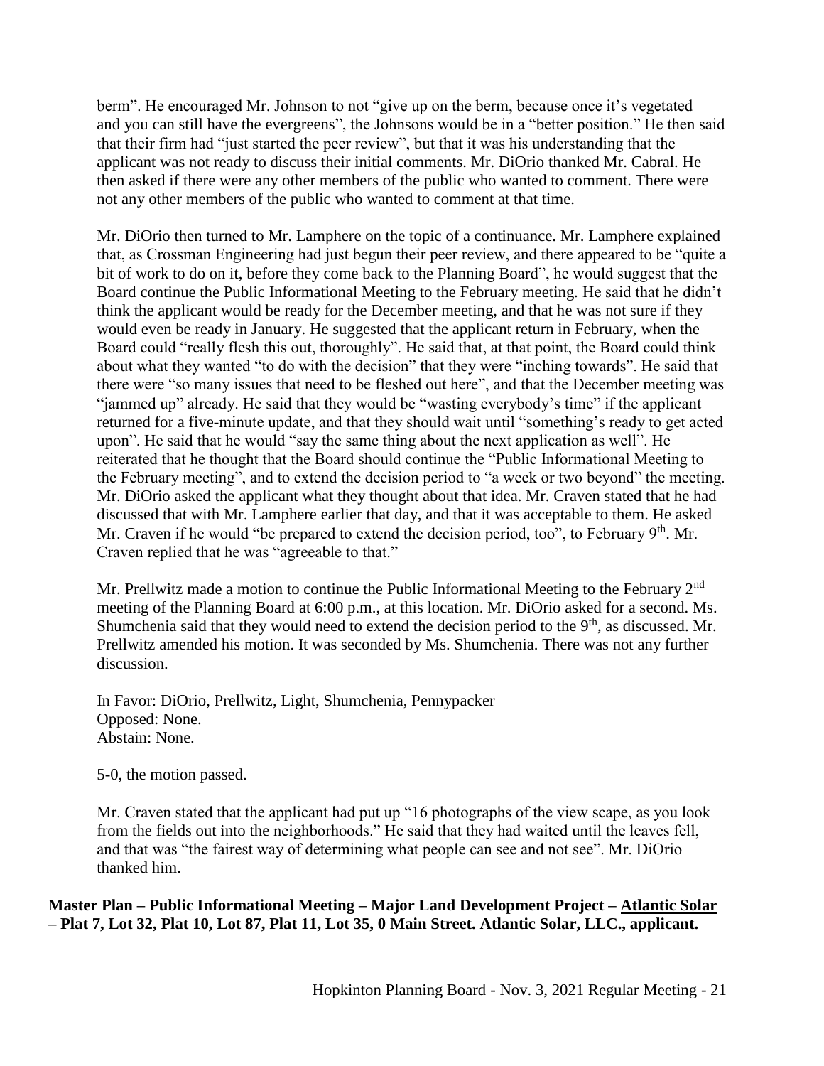berm". He encouraged Mr. Johnson to not "give up on the berm, because once it's vegetated – and you can still have the evergreens", the Johnsons would be in a "better position." He then said that their firm had "just started the peer review", but that it was his understanding that the applicant was not ready to discuss their initial comments. Mr. DiOrio thanked Mr. Cabral. He then asked if there were any other members of the public who wanted to comment. There were not any other members of the public who wanted to comment at that time.

Mr. DiOrio then turned to Mr. Lamphere on the topic of a continuance. Mr. Lamphere explained that, as Crossman Engineering had just begun their peer review, and there appeared to be "quite a bit of work to do on it, before they come back to the Planning Board", he would suggest that the Board continue the Public Informational Meeting to the February meeting. He said that he didn't think the applicant would be ready for the December meeting, and that he was not sure if they would even be ready in January. He suggested that the applicant return in February, when the Board could "really flesh this out, thoroughly". He said that, at that point, the Board could think about what they wanted "to do with the decision" that they were "inching towards". He said that there were "so many issues that need to be fleshed out here", and that the December meeting was "jammed up" already. He said that they would be "wasting everybody's time" if the applicant returned for a five-minute update, and that they should wait until "something's ready to get acted upon". He said that he would "say the same thing about the next application as well". He reiterated that he thought that the Board should continue the "Public Informational Meeting to the February meeting", and to extend the decision period to "a week or two beyond" the meeting. Mr. DiOrio asked the applicant what they thought about that idea. Mr. Craven stated that he had discussed that with Mr. Lamphere earlier that day, and that it was acceptable to them. He asked Mr. Craven if he would "be prepared to extend the decision period, too", to February 9th. Mr. Craven replied that he was "agreeable to that."

Mr. Prellwitz made a motion to continue the Public Informational Meeting to the February 2nd meeting of the Planning Board at 6:00 p.m., at this location. Mr. DiOrio asked for a second. Ms. Shumchenia said that they would need to extend the decision period to the 9th, as discussed. Mr. Prellwitz amended his motion. It was seconded by Ms. Shumchenia. There was not any further discussion.

In Favor: DiOrio, Prellwitz, Light, Shumchenia, Pennypacker
Opposed: None.
Abstain: None.

5-0, the motion passed.

Mr. Craven stated that the applicant had put up "16 photographs of the view scape, as you look from the fields out into the neighborhoods." He said that they had waited until the leaves fell, and that was "the fairest way of determining what people can see and not see". Mr. DiOrio thanked him.

**Master Plan – Public Informational Meeting – Major Land Development Project – Atlantic Solar – Plat 7, Lot 32, Plat 10, Lot 87, Plat 11, Lot 35, 0 Main Street. Atlantic Solar, LLC., applicant.**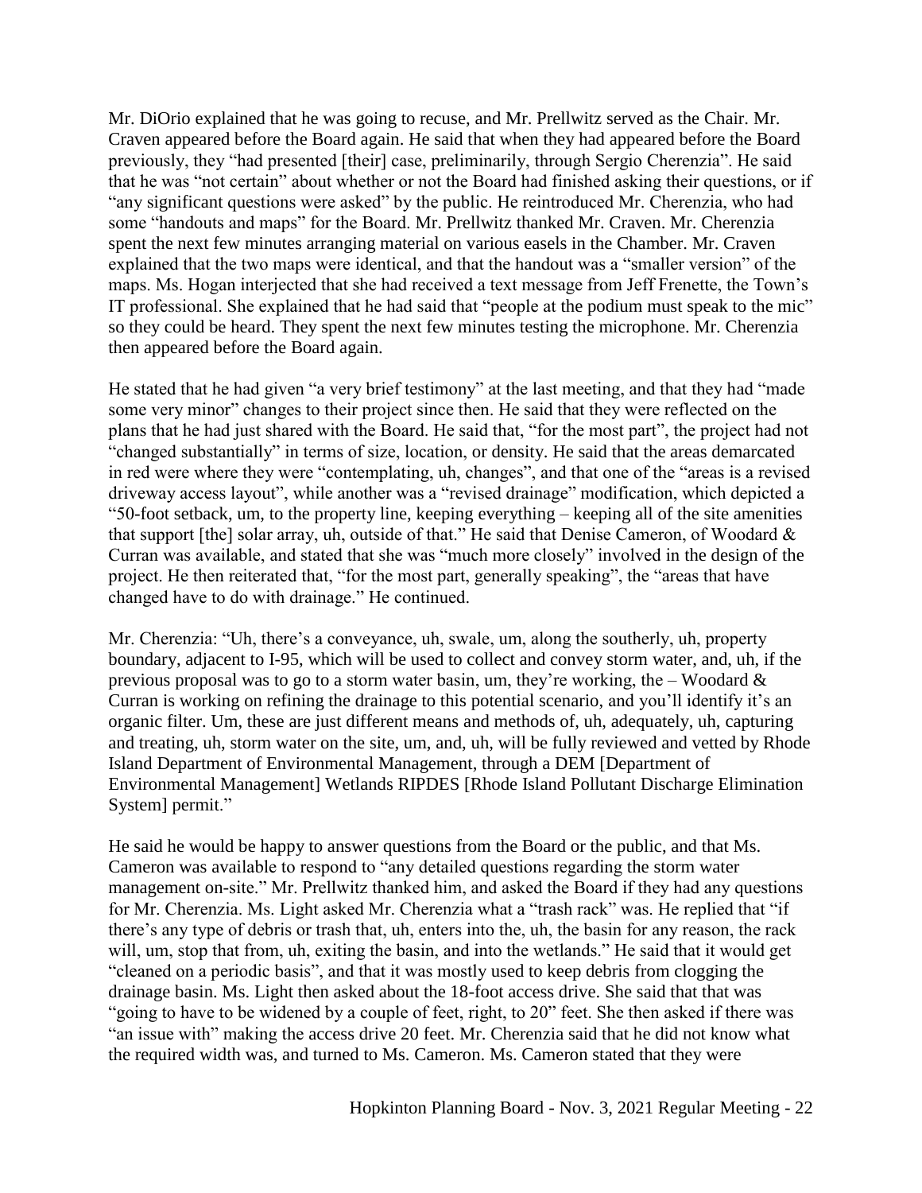Mr. DiOrio explained that he was going to recuse, and Mr. Prellwitz served as the Chair. Mr. Craven appeared before the Board again. He said that when they had appeared before the Board previously, they "had presented [their] case, preliminarily, through Sergio Cherenzia". He said that he was "not certain" about whether or not the Board had finished asking their questions, or if "any significant questions were asked" by the public. He reintroduced Mr. Cherenzia, who had some "handouts and maps" for the Board. Mr. Prellwitz thanked Mr. Craven. Mr. Cherenzia spent the next few minutes arranging material on various easels in the Chamber. Mr. Craven explained that the two maps were identical, and that the handout was a "smaller version" of the maps. Ms. Hogan interjected that she had received a text message from Jeff Frenette, the Town's IT professional. She explained that he had said that "people at the podium must speak to the mic" so they could be heard. They spent the next few minutes testing the microphone. Mr. Cherenzia then appeared before the Board again.

He stated that he had given "a very brief testimony" at the last meeting, and that they had "made some very minor" changes to their project since then. He said that they were reflected on the plans that he had just shared with the Board. He said that, "for the most part", the project had not "changed substantially" in terms of size, location, or density. He said that the areas demarcated in red were where they were "contemplating, uh, changes", and that one of the "areas is a revised driveway access layout", while another was a "revised drainage" modification, which depicted a "50-foot setback, um, to the property line, keeping everything – keeping all of the site amenities that support [the] solar array, uh, outside of that." He said that Denise Cameron, of Woodard & Curran was available, and stated that she was "much more closely" involved in the design of the project. He then reiterated that, "for the most part, generally speaking", the "areas that have changed have to do with drainage." He continued.

Mr. Cherenzia: "Uh, there's a conveyance, uh, swale, um, along the southerly, uh, property boundary, adjacent to I-95, which will be used to collect and convey storm water, and, uh, if the previous proposal was to go to a storm water basin, um, they're working, the – Woodard & Curran is working on refining the drainage to this potential scenario, and you'll identify it's an organic filter. Um, these are just different means and methods of, uh, adequately, uh, capturing and treating, uh, storm water on the site, um, and, uh, will be fully reviewed and vetted by Rhode Island Department of Environmental Management, through a DEM [Department of Environmental Management] Wetlands RIPDES [Rhode Island Pollutant Discharge Elimination System] permit."

He said he would be happy to answer questions from the Board or the public, and that Ms. Cameron was available to respond to "any detailed questions regarding the storm water management on-site." Mr. Prellwitz thanked him, and asked the Board if they had any questions for Mr. Cherenzia. Ms. Light asked Mr. Cherenzia what a "trash rack" was. He replied that "if there's any type of debris or trash that, uh, enters into the, uh, the basin for any reason, the rack will, um, stop that from, uh, exiting the basin, and into the wetlands." He said that it would get "cleaned on a periodic basis", and that it was mostly used to keep debris from clogging the drainage basin. Ms. Light then asked about the 18-foot access drive. She said that that was "going to have to be widened by a couple of feet, right, to 20" feet. She then asked if there was "an issue with" making the access drive 20 feet. Mr. Cherenzia said that he did not know what the required width was, and turned to Ms. Cameron. Ms. Cameron stated that they were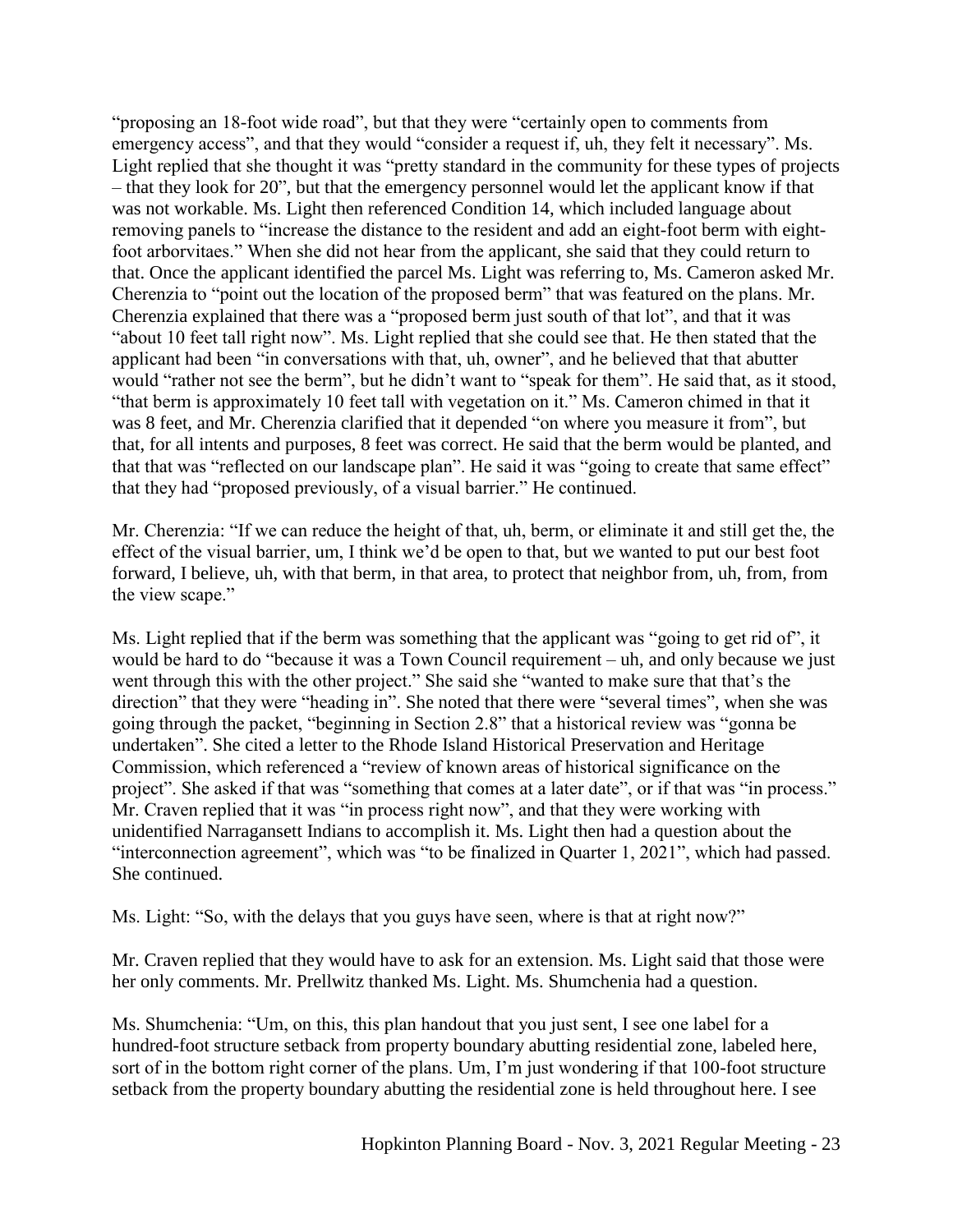"proposing an 18-foot wide road", but that they were "certainly open to comments from emergency access", and that they would "consider a request if, uh, they felt it necessary". Ms. Light replied that she thought it was "pretty standard in the community for these types of projects – that they look for 20", but that the emergency personnel would let the applicant know if that was not workable. Ms. Light then referenced Condition 14, which included language about removing panels to "increase the distance to the resident and add an eight-foot berm with eight-foot arborvitaes." When she did not hear from the applicant, she said that they could return to that. Once the applicant identified the parcel Ms. Light was referring to, Ms. Cameron asked Mr. Cherenzia to "point out the location of the proposed berm" that was featured on the plans. Mr. Cherenzia explained that there was a "proposed berm just south of that lot", and that it was "about 10 feet tall right now". Ms. Light replied that she could see that. He then stated that the applicant had been "in conversations with that, uh, owner", and he believed that that abutter would "rather not see the berm", but he didn't want to "speak for them". He said that, as it stood, "that berm is approximately 10 feet tall with vegetation on it." Ms. Cameron chimed in that it was 8 feet, and Mr. Cherenzia clarified that it depended "on where you measure it from", but that, for all intents and purposes, 8 feet was correct. He said that the berm would be planted, and that that was "reflected on our landscape plan". He said it was "going to create that same effect" that they had "proposed previously, of a visual barrier." He continued.

Mr. Cherenzia: "If we can reduce the height of that, uh, berm, or eliminate it and still get the, the effect of the visual barrier, um, I think we'd be open to that, but we wanted to put our best foot forward, I believe, uh, with that berm, in that area, to protect that neighbor from, uh, from, from the view scape."

Ms. Light replied that if the berm was something that the applicant was "going to get rid of", it would be hard to do "because it was a Town Council requirement – uh, and only because we just went through this with the other project." She said she "wanted to make sure that that's the direction" that they were "heading in". She noted that there were "several times", when she was going through the packet, "beginning in Section 2.8" that a historical review was "gonna be undertaken". She cited a letter to the Rhode Island Historical Preservation and Heritage Commission, which referenced a "review of known areas of historical significance on the project". She asked if that was "something that comes at a later date", or if that was "in process." Mr. Craven replied that it was "in process right now", and that they were working with unidentified Narragansett Indians to accomplish it. Ms. Light then had a question about the "interconnection agreement", which was "to be finalized in Quarter 1, 2021", which had passed. She continued.

Ms. Light: "So, with the delays that you guys have seen, where is that at right now?"

Mr. Craven replied that they would have to ask for an extension. Ms. Light said that those were her only comments. Mr. Prellwitz thanked Ms. Light. Ms. Shumchenia had a question.

Ms. Shumchenia: "Um, on this, this plan handout that you just sent, I see one label for a hundred-foot structure setback from property boundary abutting residential zone, labeled here, sort of in the bottom right corner of the plans. Um, I'm just wondering if that 100-foot structure setback from the property boundary abutting the residential zone is held throughout here. I see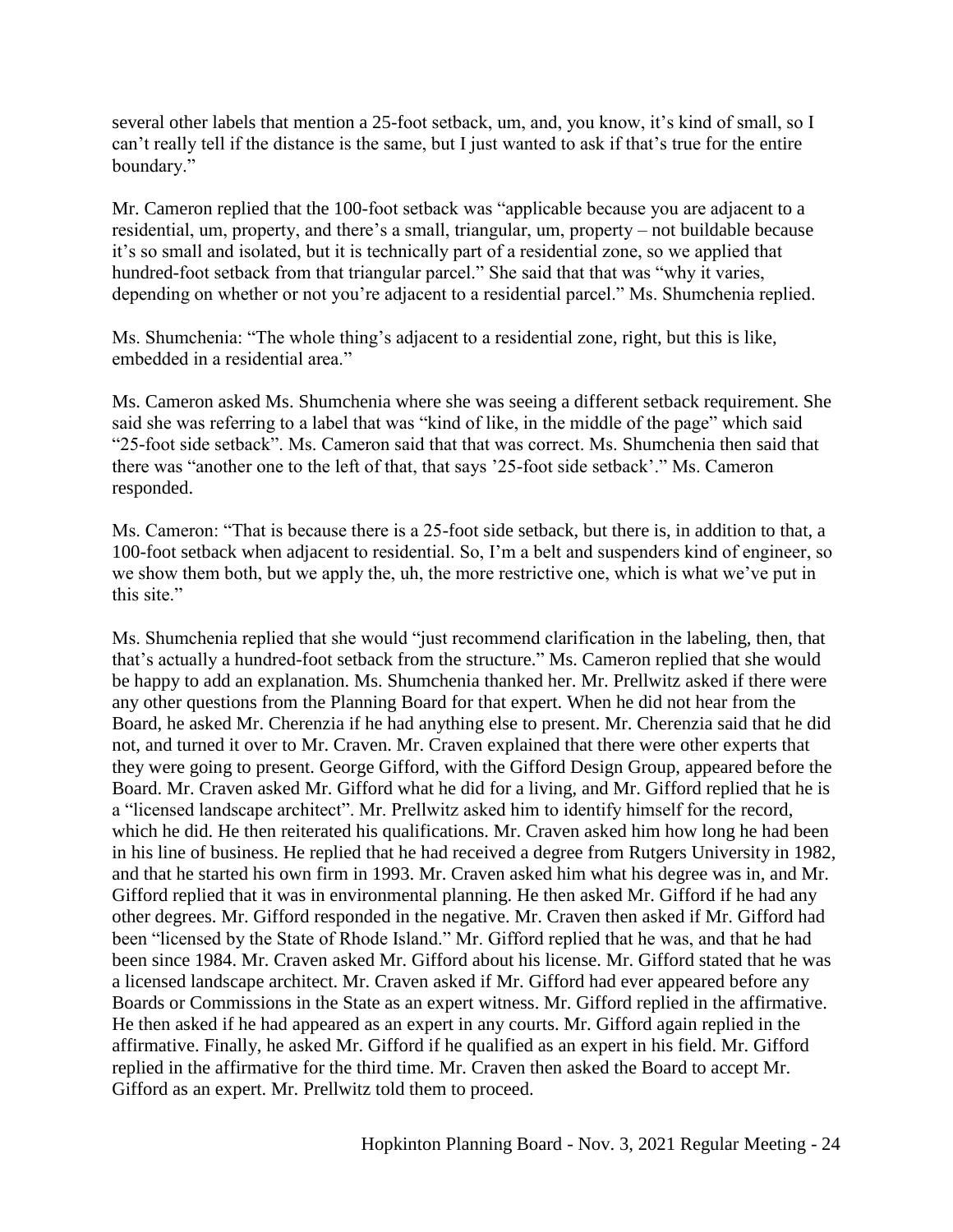several other labels that mention a 25-foot setback, um, and, you know, it's kind of small, so I can't really tell if the distance is the same, but I just wanted to ask if that's true for the entire boundary."

Mr. Cameron replied that the 100-foot setback was "applicable because you are adjacent to a residential, um, property, and there's a small, triangular, um, property – not buildable because it's so small and isolated, but it is technically part of a residential zone, so we applied that hundred-foot setback from that triangular parcel." She said that that was "why it varies, depending on whether or not you're adjacent to a residential parcel." Ms. Shumchenia replied.

Ms. Shumchenia: "The whole thing's adjacent to a residential zone, right, but this is like, embedded in a residential area."

Ms. Cameron asked Ms. Shumchenia where she was seeing a different setback requirement. She said she was referring to a label that was "kind of like, in the middle of the page" which said "25-foot side setback". Ms. Cameron said that that was correct. Ms. Shumchenia then said that there was "another one to the left of that, that says '25-foot side setback'." Ms. Cameron responded.

Ms. Cameron: "That is because there is a 25-foot side setback, but there is, in addition to that, a 100-foot setback when adjacent to residential. So, I'm a belt and suspenders kind of engineer, so we show them both, but we apply the, uh, the more restrictive one, which is what we've put in this site."

Ms. Shumchenia replied that she would "just recommend clarification in the labeling, then, that that's actually a hundred-foot setback from the structure." Ms. Cameron replied that she would be happy to add an explanation. Ms. Shumchenia thanked her. Mr. Prellwitz asked if there were any other questions from the Planning Board for that expert. When he did not hear from the Board, he asked Mr. Cherenzia if he had anything else to present. Mr. Cherenzia said that he did not, and turned it over to Mr. Craven. Mr. Craven explained that there were other experts that they were going to present. George Gifford, with the Gifford Design Group, appeared before the Board. Mr. Craven asked Mr. Gifford what he did for a living, and Mr. Gifford replied that he is a "licensed landscape architect". Mr. Prellwitz asked him to identify himself for the record, which he did. He then reiterated his qualifications. Mr. Craven asked him how long he had been in his line of business. He replied that he had received a degree from Rutgers University in 1982, and that he started his own firm in 1993. Mr. Craven asked him what his degree was in, and Mr. Gifford replied that it was in environmental planning. He then asked Mr. Gifford if he had any other degrees. Mr. Gifford responded in the negative. Mr. Craven then asked if Mr. Gifford had been "licensed by the State of Rhode Island." Mr. Gifford replied that he was, and that he had been since 1984. Mr. Craven asked Mr. Gifford about his license. Mr. Gifford stated that he was a licensed landscape architect. Mr. Craven asked if Mr. Gifford had ever appeared before any Boards or Commissions in the State as an expert witness. Mr. Gifford replied in the affirmative. He then asked if he had appeared as an expert in any courts. Mr. Gifford again replied in the affirmative. Finally, he asked Mr. Gifford if he qualified as an expert in his field. Mr. Gifford replied in the affirmative for the third time. Mr. Craven then asked the Board to accept Mr. Gifford as an expert. Mr. Prellwitz told them to proceed.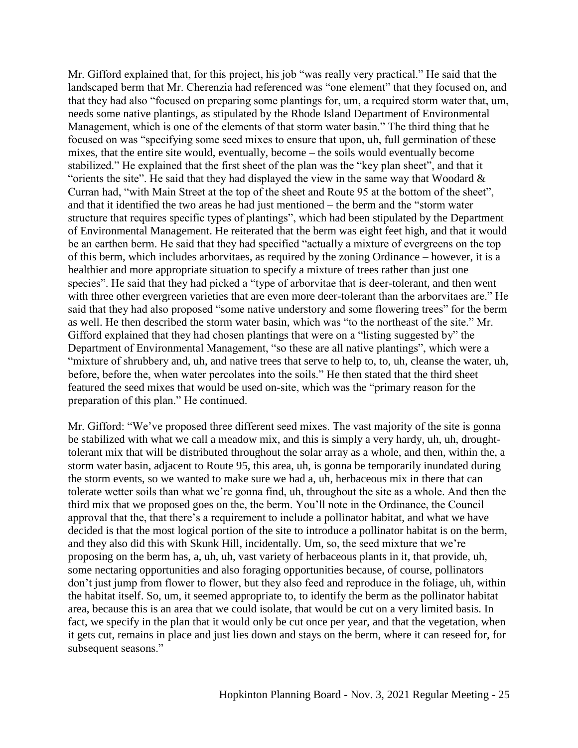Mr. Gifford explained that, for this project, his job "was really very practical." He said that the landscaped berm that Mr. Cherenzia had referenced was "one element" that they focused on, and that they had also "focused on preparing some plantings for, um, a required storm water that, um, needs some native plantings, as stipulated by the Rhode Island Department of Environmental Management, which is one of the elements of that storm water basin." The third thing that he focused on was "specifying some seed mixes to ensure that upon, uh, full germination of these mixes, that the entire site would, eventually, become – the soils would eventually become stabilized." He explained that the first sheet of the plan was the "key plan sheet", and that it "orients the site". He said that they had displayed the view in the same way that Woodard & Curran had, "with Main Street at the top of the sheet and Route 95 at the bottom of the sheet", and that it identified the two areas he had just mentioned – the berm and the "storm water structure that requires specific types of plantings", which had been stipulated by the Department of Environmental Management. He reiterated that the berm was eight feet high, and that it would be an earthen berm. He said that they had specified "actually a mixture of evergreens on the top of this berm, which includes arborvitaes, as required by the zoning Ordinance – however, it is a healthier and more appropriate situation to specify a mixture of trees rather than just one species". He said that they had picked a "type of arborvitae that is deer-tolerant, and then went with three other evergreen varieties that are even more deer-tolerant than the arborvitaes are." He said that they had also proposed "some native understory and some flowering trees" for the berm as well. He then described the storm water basin, which was "to the northeast of the site." Mr. Gifford explained that they had chosen plantings that were on a "listing suggested by" the Department of Environmental Management, "so these are all native plantings", which were a "mixture of shrubbery and, uh, and native trees that serve to help to, to, uh, cleanse the water, uh, before, before the, when water percolates into the soils." He then stated that the third sheet featured the seed mixes that would be used on-site, which was the "primary reason for the preparation of this plan." He continued.

Mr. Gifford: "We've proposed three different seed mixes. The vast majority of the site is gonna be stabilized with what we call a meadow mix, and this is simply a very hardy, uh, uh, drought-tolerant mix that will be distributed throughout the solar array as a whole, and then, within the, a storm water basin, adjacent to Route 95, this area, uh, is gonna be temporarily inundated during the storm events, so we wanted to make sure we had a, uh, herbaceous mix in there that can tolerate wetter soils than what we're gonna find, uh, throughout the site as a whole. And then the third mix that we proposed goes on the, the berm. You'll note in the Ordinance, the Council approval that the, that there's a requirement to include a pollinator habitat, and what we have decided is that the most logical portion of the site to introduce a pollinator habitat is on the berm, and they also did this with Skunk Hill, incidentally. Um, so, the seed mixture that we're proposing on the berm has, a, uh, uh, vast variety of herbaceous plants in it, that provide, uh, some nectaring opportunities and also foraging opportunities because, of course, pollinators don't just jump from flower to flower, but they also feed and reproduce in the foliage, uh, within the habitat itself. So, um, it seemed appropriate to, to identify the berm as the pollinator habitat area, because this is an area that we could isolate, that would be cut on a very limited basis. In fact, we specify in the plan that it would only be cut once per year, and that the vegetation, when it gets cut, remains in place and just lies down and stays on the berm, where it can reseed for, for subsequent seasons."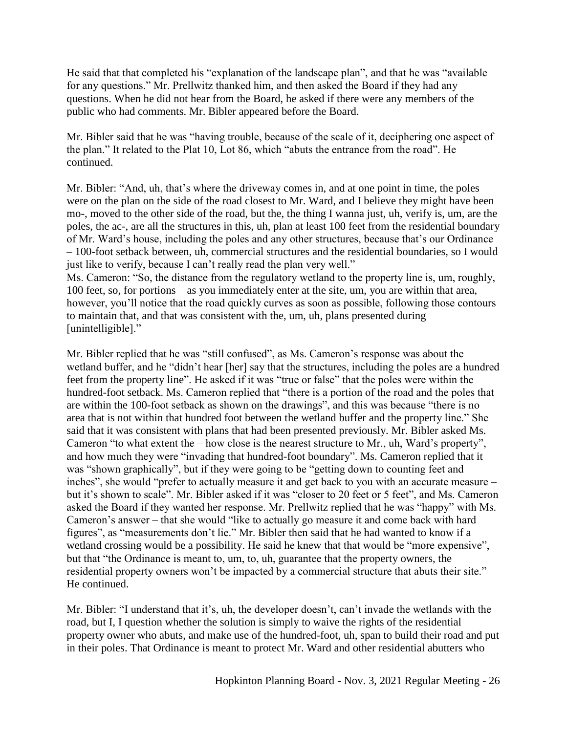He said that that completed his "explanation of the landscape plan", and that he was "available for any questions." Mr. Prellwitz thanked him, and then asked the Board if they had any questions. When he did not hear from the Board, he asked if there were any members of the public who had comments. Mr. Bibler appeared before the Board.

Mr. Bibler said that he was "having trouble, because of the scale of it, deciphering one aspect of the plan." It related to the Plat 10, Lot 86, which "abuts the entrance from the road". He continued.

Mr. Bibler: "And, uh, that's where the driveway comes in, and at one point in time, the poles were on the plan on the side of the road closest to Mr. Ward, and I believe they might have been mo-, moved to the other side of the road, but the, the thing I wanna just, uh, verify is, um, are the poles, the ac-, are all the structures in this, uh, plan at least 100 feet from the residential boundary of Mr. Ward's house, including the poles and any other structures, because that's our Ordinance – 100-foot setback between, uh, commercial structures and the residential boundaries, so I would just like to verify, because I can't really read the plan very well."
Ms. Cameron: "So, the distance from the regulatory wetland to the property line is, um, roughly, 100 feet, so, for portions – as you immediately enter at the site, um, you are within that area, however, you'll notice that the road quickly curves as soon as possible, following those contours to maintain that, and that was consistent with the, um, uh, plans presented during [unintelligible]."

Mr. Bibler replied that he was "still confused", as Ms. Cameron's response was about the wetland buffer, and he "didn't hear [her] say that the structures, including the poles are a hundred feet from the property line". He asked if it was "true or false" that the poles were within the hundred-foot setback. Ms. Cameron replied that "there is a portion of the road and the poles that are within the 100-foot setback as shown on the drawings", and this was because "there is no area that is not within that hundred foot between the wetland buffer and the property line." She said that it was consistent with plans that had been presented previously. Mr. Bibler asked Ms. Cameron "to what extent the – how close is the nearest structure to Mr., uh, Ward's property", and how much they were "invading that hundred-foot boundary". Ms. Cameron replied that it was "shown graphically", but if they were going to be "getting down to counting feet and inches", she would "prefer to actually measure it and get back to you with an accurate measure – but it's shown to scale". Mr. Bibler asked if it was "closer to 20 feet or 5 feet", and Ms. Cameron asked the Board if they wanted her response. Mr. Prellwitz replied that he was "happy" with Ms. Cameron's answer – that she would "like to actually go measure it and come back with hard figures", as "measurements don't lie." Mr. Bibler then said that he had wanted to know if a wetland crossing would be a possibility. He said he knew that that would be "more expensive", but that "the Ordinance is meant to, um, to, uh, guarantee that the property owners, the residential property owners won't be impacted by a commercial structure that abuts their site." He continued.

Mr. Bibler: "I understand that it's, uh, the developer doesn't, can't invade the wetlands with the road, but I, I question whether the solution is simply to waive the rights of the residential property owner who abuts, and make use of the hundred-foot, uh, span to build their road and put in their poles. That Ordinance is meant to protect Mr. Ward and other residential abutters who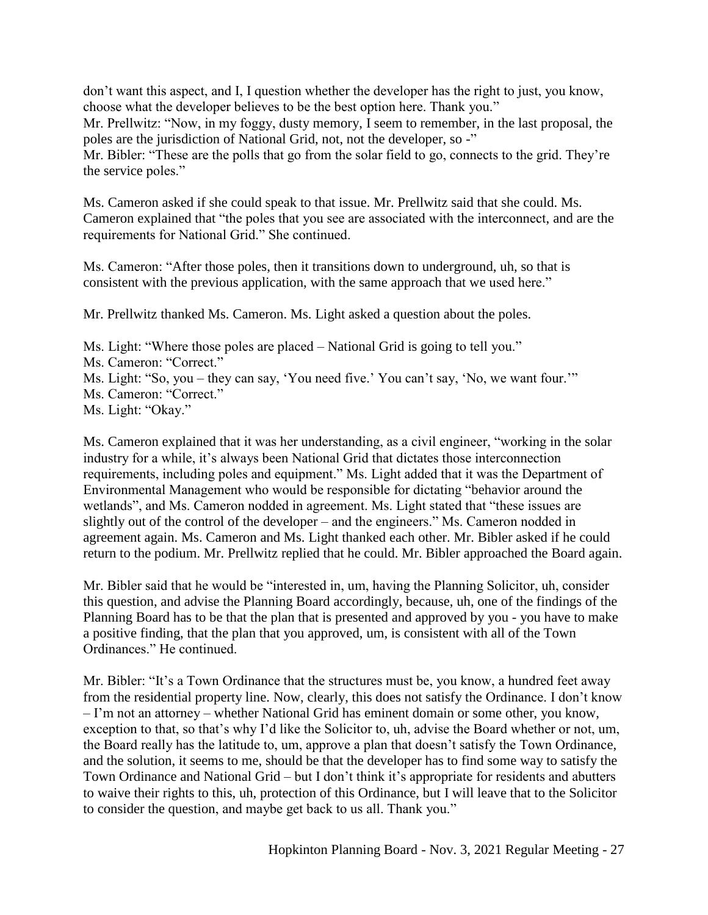don't want this aspect, and I, I question whether the developer has the right to just, you know, choose what the developer believes to be the best option here. Thank you."
Mr. Prellwitz: "Now, in my foggy, dusty memory, I seem to remember, in the last proposal, the poles are the jurisdiction of National Grid, not, not the developer, so -"
Mr. Bibler: "These are the polls that go from the solar field to go, connects to the grid. They're the service poles."

Ms. Cameron asked if she could speak to that issue. Mr. Prellwitz said that she could. Ms. Cameron explained that "the poles that you see are associated with the interconnect, and are the requirements for National Grid." She continued.

Ms. Cameron: "After those poles, then it transitions down to underground, uh, so that is consistent with the previous application, with the same approach that we used here."

Mr. Prellwitz thanked Ms. Cameron. Ms. Light asked a question about the poles.

Ms. Light: "Where those poles are placed – National Grid is going to tell you."
Ms. Cameron: "Correct."
Ms. Light: "So, you – they can say, 'You need five.' You can't say, 'No, we want four.'"
Ms. Cameron: "Correct."
Ms. Light: "Okay."

Ms. Cameron explained that it was her understanding, as a civil engineer, "working in the solar industry for a while, it's always been National Grid that dictates those interconnection requirements, including poles and equipment." Ms. Light added that it was the Department of Environmental Management who would be responsible for dictating "behavior around the wetlands", and Ms. Cameron nodded in agreement. Ms. Light stated that "these issues are slightly out of the control of the developer – and the engineers." Ms. Cameron nodded in agreement again. Ms. Cameron and Ms. Light thanked each other. Mr. Bibler asked if he could return to the podium. Mr. Prellwitz replied that he could. Mr. Bibler approached the Board again.

Mr. Bibler said that he would be "interested in, um, having the Planning Solicitor, uh, consider this question, and advise the Planning Board accordingly, because, uh, one of the findings of the Planning Board has to be that the plan that is presented and approved by you - you have to make a positive finding, that the plan that you approved, um, is consistent with all of the Town Ordinances." He continued.

Mr. Bibler: "It's a Town Ordinance that the structures must be, you know, a hundred feet away from the residential property line. Now, clearly, this does not satisfy the Ordinance. I don't know – I'm not an attorney – whether National Grid has eminent domain or some other, you know, exception to that, so that's why I'd like the Solicitor to, uh, advise the Board whether or not, um, the Board really has the latitude to, um, approve a plan that doesn't satisfy the Town Ordinance, and the solution, it seems to me, should be that the developer has to find some way to satisfy the Town Ordinance and National Grid – but I don't think it's appropriate for residents and abutters to waive their rights to this, uh, protection of this Ordinance, but I will leave that to the Solicitor to consider the question, and maybe get back to us all. Thank you."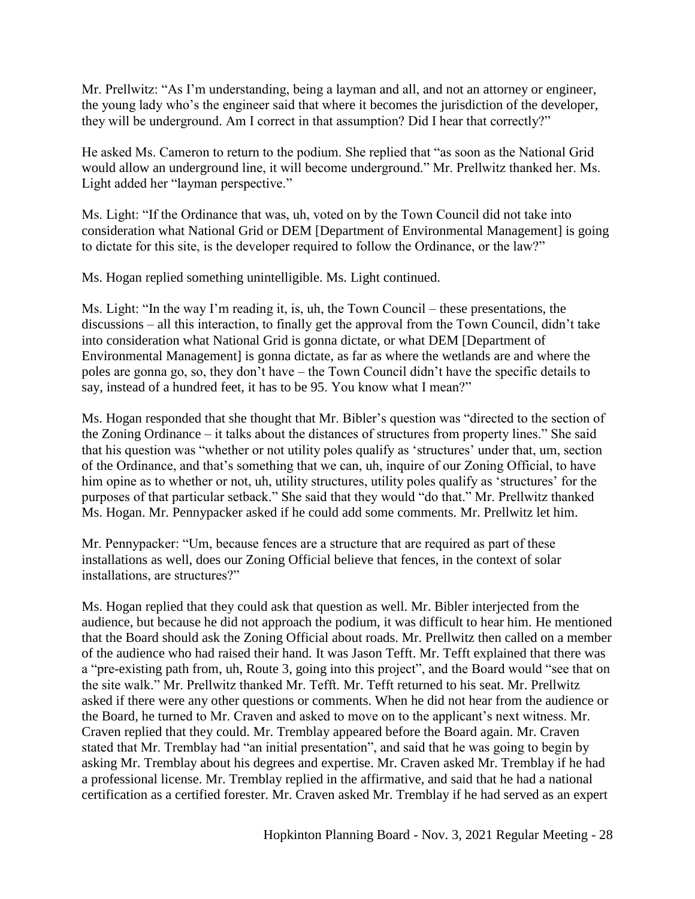Mr. Prellwitz: "As I'm understanding, being a layman and all, and not an attorney or engineer, the young lady who's the engineer said that where it becomes the jurisdiction of the developer, they will be underground. Am I correct in that assumption? Did I hear that correctly?"

He asked Ms. Cameron to return to the podium. She replied that "as soon as the National Grid would allow an underground line, it will become underground." Mr. Prellwitz thanked her. Ms. Light added her "layman perspective."

Ms. Light: "If the Ordinance that was, uh, voted on by the Town Council did not take into consideration what National Grid or DEM [Department of Environmental Management] is going to dictate for this site, is the developer required to follow the Ordinance, or the law?"

Ms. Hogan replied something unintelligible. Ms. Light continued.

Ms. Light: "In the way I'm reading it, is, uh, the Town Council – these presentations, the discussions – all this interaction, to finally get the approval from the Town Council, didn't take into consideration what National Grid is gonna dictate, or what DEM [Department of Environmental Management] is gonna dictate, as far as where the wetlands are and where the poles are gonna go, so, they don't have – the Town Council didn't have the specific details to say, instead of a hundred feet, it has to be 95. You know what I mean?"

Ms. Hogan responded that she thought that Mr. Bibler's question was "directed to the section of the Zoning Ordinance – it talks about the distances of structures from property lines." She said that his question was "whether or not utility poles qualify as 'structures' under that, um, section of the Ordinance, and that's something that we can, uh, inquire of our Zoning Official, to have him opine as to whether or not, uh, utility structures, utility poles qualify as 'structures' for the purposes of that particular setback." She said that they would "do that." Mr. Prellwitz thanked Ms. Hogan. Mr. Pennypacker asked if he could add some comments. Mr. Prellwitz let him.

Mr. Pennypacker: "Um, because fences are a structure that are required as part of these installations as well, does our Zoning Official believe that fences, in the context of solar installations, are structures?"

Ms. Hogan replied that they could ask that question as well. Mr. Bibler interjected from the audience, but because he did not approach the podium, it was difficult to hear him. He mentioned that the Board should ask the Zoning Official about roads. Mr. Prellwitz then called on a member of the audience who had raised their hand. It was Jason Tefft. Mr. Tefft explained that there was a "pre-existing path from, uh, Route 3, going into this project", and the Board would "see that on the site walk." Mr. Prellwitz thanked Mr. Tefft. Mr. Tefft returned to his seat. Mr. Prellwitz asked if there were any other questions or comments. When he did not hear from the audience or the Board, he turned to Mr. Craven and asked to move on to the applicant's next witness. Mr. Craven replied that they could. Mr. Tremblay appeared before the Board again. Mr. Craven stated that Mr. Tremblay had "an initial presentation", and said that he was going to begin by asking Mr. Tremblay about his degrees and expertise. Mr. Craven asked Mr. Tremblay if he had a professional license. Mr. Tremblay replied in the affirmative, and said that he had a national certification as a certified forester. Mr. Craven asked Mr. Tremblay if he had served as an expert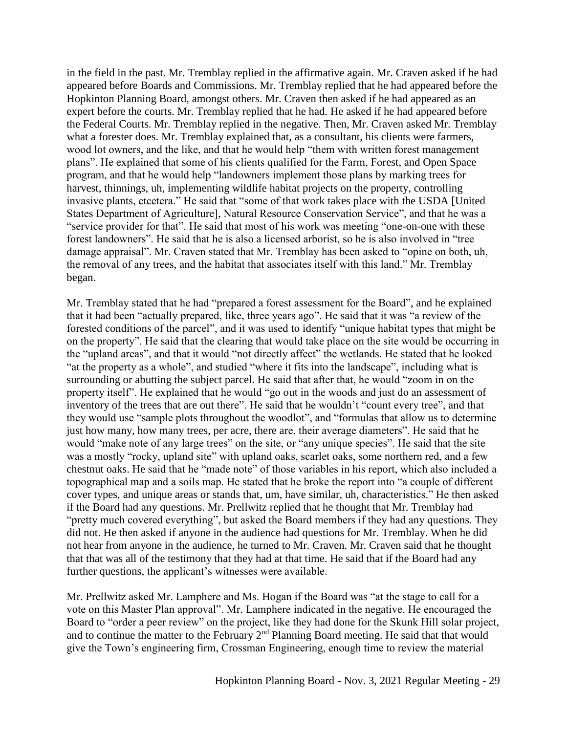in the field in the past. Mr. Tremblay replied in the affirmative again. Mr. Craven asked if he had appeared before Boards and Commissions. Mr. Tremblay replied that he had appeared before the Hopkinton Planning Board, amongst others. Mr. Craven then asked if he had appeared as an expert before the courts. Mr. Tremblay replied that he had. He asked if he had appeared before the Federal Courts. Mr. Tremblay replied in the negative. Then, Mr. Craven asked Mr. Tremblay what a forester does. Mr. Tremblay explained that, as a consultant, his clients were farmers, wood lot owners, and the like, and that he would help "them with written forest management plans". He explained that some of his clients qualified for the Farm, Forest, and Open Space program, and that he would help "landowners implement those plans by marking trees for harvest, thinnings, uh, implementing wildlife habitat projects on the property, controlling invasive plants, etcetera." He said that "some of that work takes place with the USDA [United States Department of Agriculture], Natural Resource Conservation Service", and that he was a "service provider for that". He said that most of his work was meeting "one-on-one with these forest landowners". He said that he is also a licensed arborist, so he is also involved in "tree damage appraisal". Mr. Craven stated that Mr. Tremblay has been asked to "opine on both, uh, the removal of any trees, and the habitat that associates itself with this land." Mr. Tremblay began.

Mr. Tremblay stated that he had "prepared a forest assessment for the Board", and he explained that it had been "actually prepared, like, three years ago". He said that it was "a review of the forested conditions of the parcel", and it was used to identify "unique habitat types that might be on the property". He said that the clearing that would take place on the site would be occurring in the "upland areas", and that it would "not directly affect" the wetlands. He stated that he looked "at the property as a whole", and studied "where it fits into the landscape", including what is surrounding or abutting the subject parcel. He said that after that, he would "zoom in on the property itself". He explained that he would "go out in the woods and just do an assessment of inventory of the trees that are out there". He said that he wouldn't "count every tree", and that they would use "sample plots throughout the woodlot", and "formulas that allow us to determine just how many, how many trees, per acre, there are, their average diameters". He said that he would "make note of any large trees" on the site, or "any unique species". He said that the site was a mostly "rocky, upland site" with upland oaks, scarlet oaks, some northern red, and a few chestnut oaks. He said that he "made note" of those variables in his report, which also included a topographical map and a soils map. He stated that he broke the report into "a couple of different cover types, and unique areas or stands that, um, have similar, uh, characteristics." He then asked if the Board had any questions. Mr. Prellwitz replied that he thought that Mr. Tremblay had "pretty much covered everything", but asked the Board members if they had any questions. They did not. He then asked if anyone in the audience had questions for Mr. Tremblay. When he did not hear from anyone in the audience, he turned to Mr. Craven. Mr. Craven said that he thought that that was all of the testimony that they had at that time. He said that if the Board had any further questions, the applicant's witnesses were available.

Mr. Prellwitz asked Mr. Lamphere and Ms. Hogan if the Board was "at the stage to call for a vote on this Master Plan approval". Mr. Lamphere indicated in the negative. He encouraged the Board to "order a peer review" on the project, like they had done for the Skunk Hill solar project, and to continue the matter to the February 2nd Planning Board meeting. He said that that would give the Town's engineering firm, Crossman Engineering, enough time to review the material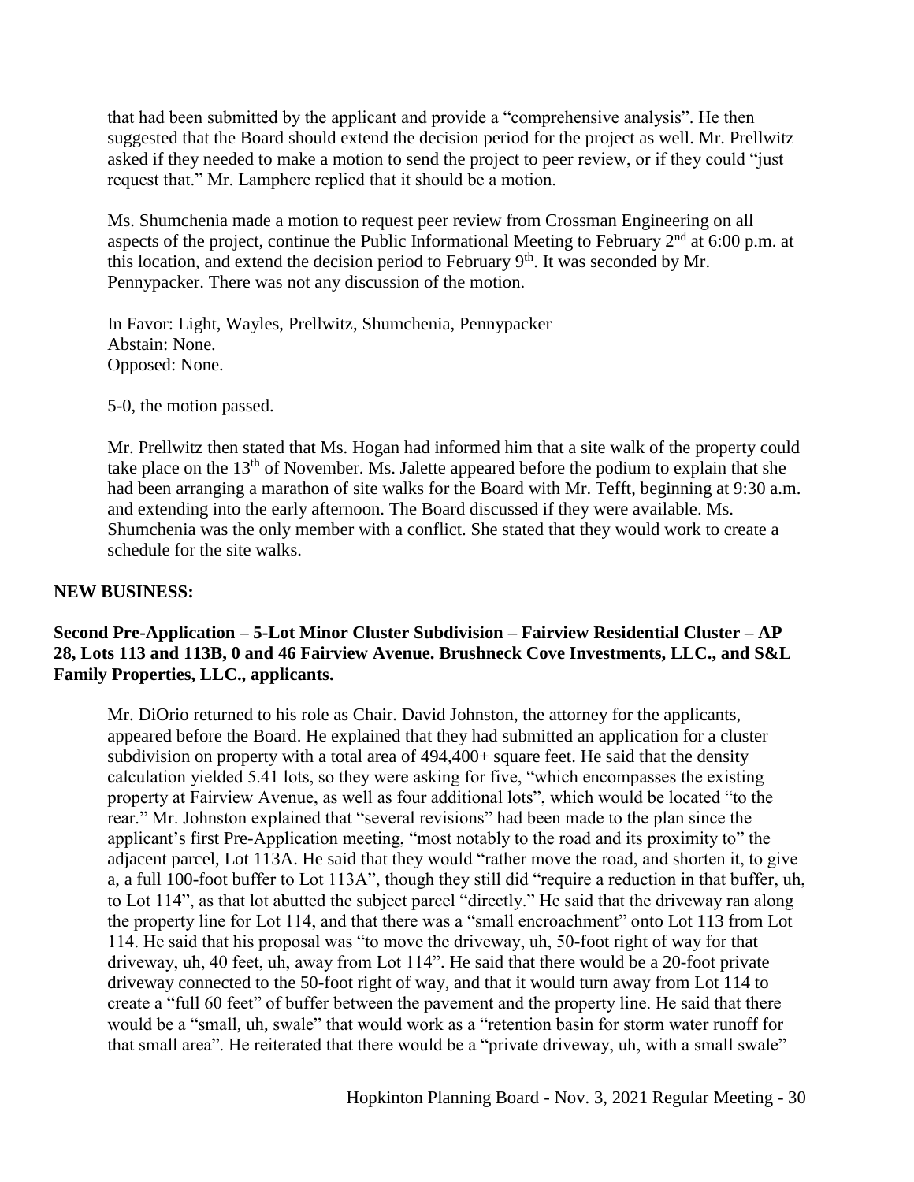that had been submitted by the applicant and provide a "comprehensive analysis". He then suggested that the Board should extend the decision period for the project as well. Mr. Prellwitz asked if they needed to make a motion to send the project to peer review, or if they could "just request that." Mr. Lamphere replied that it should be a motion.

Ms. Shumchenia made a motion to request peer review from Crossman Engineering on all aspects of the project, continue the Public Informational Meeting to February 2nd at 6:00 p.m. at this location, and extend the decision period to February 9th. It was seconded by Mr. Pennypacker. There was not any discussion of the motion.

In Favor: Light, Wayles, Prellwitz, Shumchenia, Pennypacker
Abstain: None.
Opposed: None.

5-0, the motion passed.

Mr. Prellwitz then stated that Ms. Hogan had informed him that a site walk of the property could take place on the 13th of November. Ms. Jalette appeared before the podium to explain that she had been arranging a marathon of site walks for the Board with Mr. Tefft, beginning at 9:30 a.m. and extending into the early afternoon. The Board discussed if they were available. Ms. Shumchenia was the only member with a conflict. She stated that they would work to create a schedule for the site walks.

**NEW BUSINESS:**

**Second Pre-Application – 5-Lot Minor Cluster Subdivision – Fairview Residential Cluster – AP 28, Lots 113 and 113B, 0 and 46 Fairview Avenue. Brushneck Cove Investments, LLC., and S&L Family Properties, LLC., applicants.**

Mr. DiOrio returned to his role as Chair. David Johnston, the attorney for the applicants, appeared before the Board. He explained that they had submitted an application for a cluster subdivision on property with a total area of 494,400+ square feet. He said that the density calculation yielded 5.41 lots, so they were asking for five, "which encompasses the existing property at Fairview Avenue, as well as four additional lots", which would be located "to the rear." Mr. Johnston explained that "several revisions" had been made to the plan since the applicant's first Pre-Application meeting, "most notably to the road and its proximity to" the adjacent parcel, Lot 113A. He said that they would "rather move the road, and shorten it, to give a, a full 100-foot buffer to Lot 113A", though they still did "require a reduction in that buffer, uh, to Lot 114", as that lot abutted the subject parcel "directly." He said that the driveway ran along the property line for Lot 114, and that there was a "small encroachment" onto Lot 113 from Lot 114. He said that his proposal was "to move the driveway, uh, 50-foot right of way for that driveway, uh, 40 feet, uh, away from Lot 114". He said that there would be a 20-foot private driveway connected to the 50-foot right of way, and that it would turn away from Lot 114 to create a "full 60 feet" of buffer between the pavement and the property line. He said that there would be a "small, uh, swale" that would work as a "retention basin for storm water runoff for that small area". He reiterated that there would be a "private driveway, uh, with a small swale"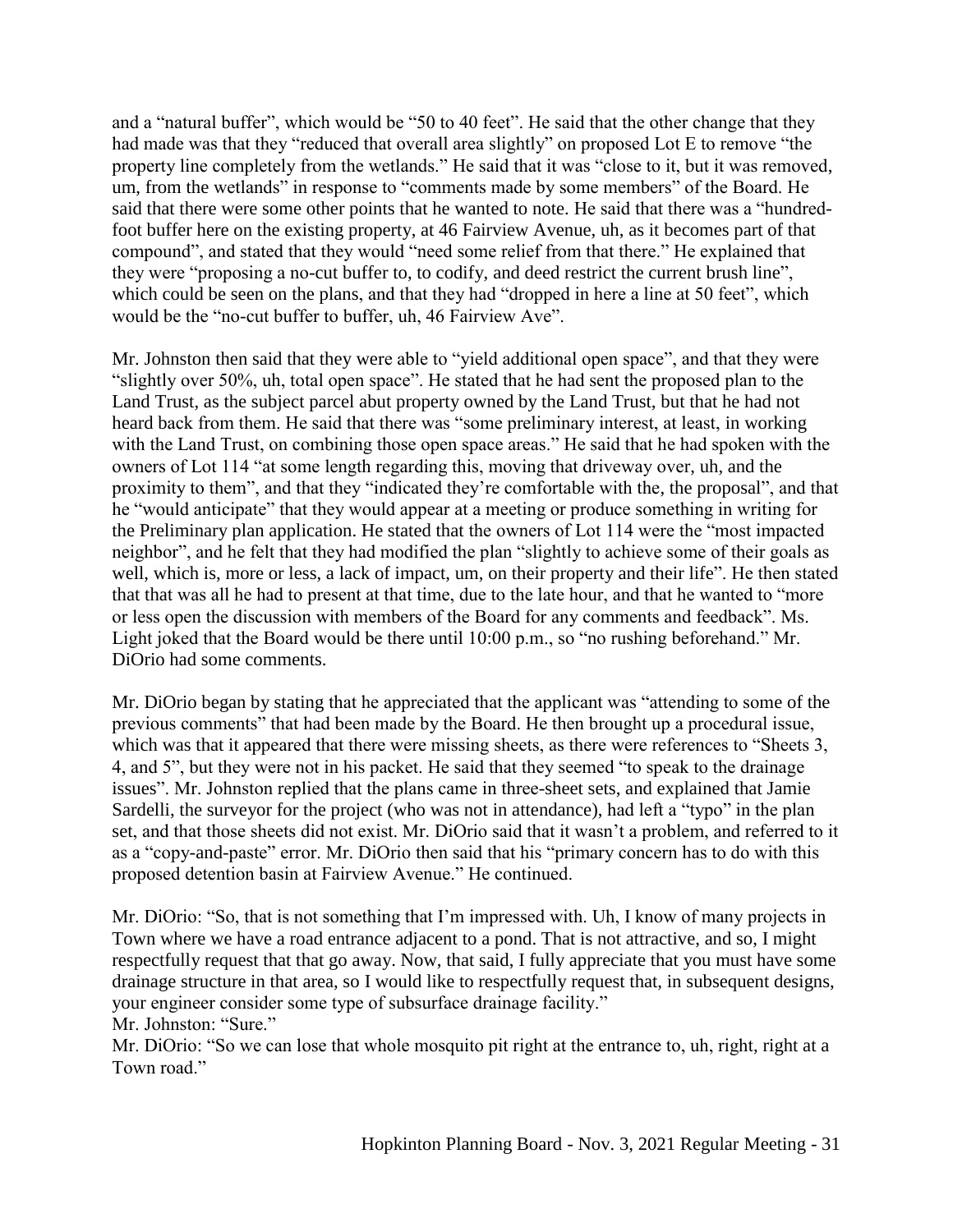and a "natural buffer", which would be "50 to 40 feet". He said that the other change that they had made was that they "reduced that overall area slightly" on proposed Lot E to remove "the property line completely from the wetlands." He said that it was "close to it, but it was removed, um, from the wetlands" in response to "comments made by some members" of the Board. He said that there were some other points that he wanted to note. He said that there was a "hundred-foot buffer here on the existing property, at 46 Fairview Avenue, uh, as it becomes part of that compound", and stated that they would "need some relief from that there." He explained that they were "proposing a no-cut buffer to, to codify, and deed restrict the current brush line", which could be seen on the plans, and that they had "dropped in here a line at 50 feet", which would be the "no-cut buffer to buffer, uh, 46 Fairview Ave".

Mr. Johnston then said that they were able to "yield additional open space", and that they were "slightly over 50%, uh, total open space". He stated that he had sent the proposed plan to the Land Trust, as the subject parcel abut property owned by the Land Trust, but that he had not heard back from them. He said that there was "some preliminary interest, at least, in working with the Land Trust, on combining those open space areas." He said that he had spoken with the owners of Lot 114 "at some length regarding this, moving that driveway over, uh, and the proximity to them", and that they "indicated they're comfortable with the, the proposal", and that he "would anticipate" that they would appear at a meeting or produce something in writing for the Preliminary plan application. He stated that the owners of Lot 114 were the "most impacted neighbor", and he felt that they had modified the plan "slightly to achieve some of their goals as well, which is, more or less, a lack of impact, um, on their property and their life". He then stated that that was all he had to present at that time, due to the late hour, and that he wanted to "more or less open the discussion with members of the Board for any comments and feedback". Ms. Light joked that the Board would be there until 10:00 p.m., so "no rushing beforehand." Mr. DiOrio had some comments.

Mr. DiOrio began by stating that he appreciated that the applicant was "attending to some of the previous comments" that had been made by the Board. He then brought up a procedural issue, which was that it appeared that there were missing sheets, as there were references to "Sheets 3, 4, and 5", but they were not in his packet. He said that they seemed "to speak to the drainage issues". Mr. Johnston replied that the plans came in three-sheet sets, and explained that Jamie Sardelli, the surveyor for the project (who was not in attendance), had left a "typo" in the plan set, and that those sheets did not exist. Mr. DiOrio said that it wasn't a problem, and referred to it as a "copy-and-paste" error. Mr. DiOrio then said that his "primary concern has to do with this proposed detention basin at Fairview Avenue." He continued.

Mr. DiOrio: "So, that is not something that I'm impressed with. Uh, I know of many projects in Town where we have a road entrance adjacent to a pond. That is not attractive, and so, I might respectfully request that that go away. Now, that said, I fully appreciate that you must have some drainage structure in that area, so I would like to respectfully request that, in subsequent designs, your engineer consider some type of subsurface drainage facility."
Mr. Johnston: "Sure."
Mr. DiOrio: "So we can lose that whole mosquito pit right at the entrance to, uh, right, right at a Town road."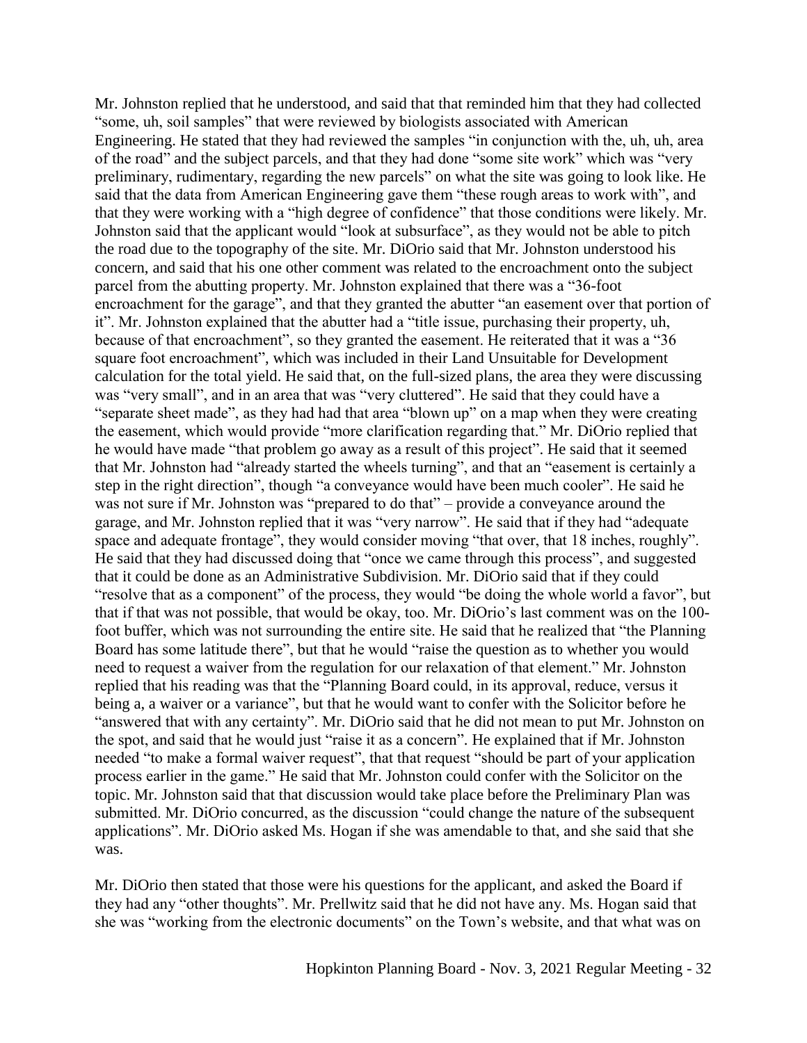Mr. Johnston replied that he understood, and said that that reminded him that they had collected "some, uh, soil samples" that were reviewed by biologists associated with American Engineering. He stated that they had reviewed the samples "in conjunction with the, uh, uh, area of the road" and the subject parcels, and that they had done "some site work" which was "very preliminary, rudimentary, regarding the new parcels" on what the site was going to look like. He said that the data from American Engineering gave them "these rough areas to work with", and that they were working with a "high degree of confidence" that those conditions were likely. Mr. Johnston said that the applicant would "look at subsurface", as they would not be able to pitch the road due to the topography of the site. Mr. DiOrio said that Mr. Johnston understood his concern, and said that his one other comment was related to the encroachment onto the subject parcel from the abutting property. Mr. Johnston explained that there was a "36-foot encroachment for the garage", and that they granted the abutter "an easement over that portion of it". Mr. Johnston explained that the abutter had a "title issue, purchasing their property, uh, because of that encroachment", so they granted the easement. He reiterated that it was a "36 square foot encroachment", which was included in their Land Unsuitable for Development calculation for the total yield. He said that, on the full-sized plans, the area they were discussing was "very small", and in an area that was "very cluttered". He said that they could have a "separate sheet made", as they had had that area "blown up" on a map when they were creating the easement, which would provide "more clarification regarding that." Mr. DiOrio replied that he would have made "that problem go away as a result of this project". He said that it seemed that Mr. Johnston had "already started the wheels turning", and that an "easement is certainly a step in the right direction", though "a conveyance would have been much cooler". He said he was not sure if Mr. Johnston was "prepared to do that" – provide a conveyance around the garage, and Mr. Johnston replied that it was "very narrow". He said that if they had "adequate space and adequate frontage", they would consider moving "that over, that 18 inches, roughly". He said that they had discussed doing that "once we came through this process", and suggested that it could be done as an Administrative Subdivision. Mr. DiOrio said that if they could "resolve that as a component" of the process, they would "be doing the whole world a favor", but that if that was not possible, that would be okay, too. Mr. DiOrio's last comment was on the 100-foot buffer, which was not surrounding the entire site. He said that he realized that "the Planning Board has some latitude there", but that he would "raise the question as to whether you would need to request a waiver from the regulation for our relaxation of that element." Mr. Johnston replied that his reading was that the "Planning Board could, in its approval, reduce, versus it being a, a waiver or a variance", but that he would want to confer with the Solicitor before he "answered that with any certainty". Mr. DiOrio said that he did not mean to put Mr. Johnston on the spot, and said that he would just "raise it as a concern". He explained that if Mr. Johnston needed "to make a formal waiver request", that that request "should be part of your application process earlier in the game." He said that Mr. Johnston could confer with the Solicitor on the topic. Mr. Johnston said that that discussion would take place before the Preliminary Plan was submitted. Mr. DiOrio concurred, as the discussion "could change the nature of the subsequent applications". Mr. DiOrio asked Ms. Hogan if she was amendable to that, and she said that she was.

Mr. DiOrio then stated that those were his questions for the applicant, and asked the Board if they had any "other thoughts". Mr. Prellwitz said that he did not have any. Ms. Hogan said that she was "working from the electronic documents" on the Town's website, and that what was on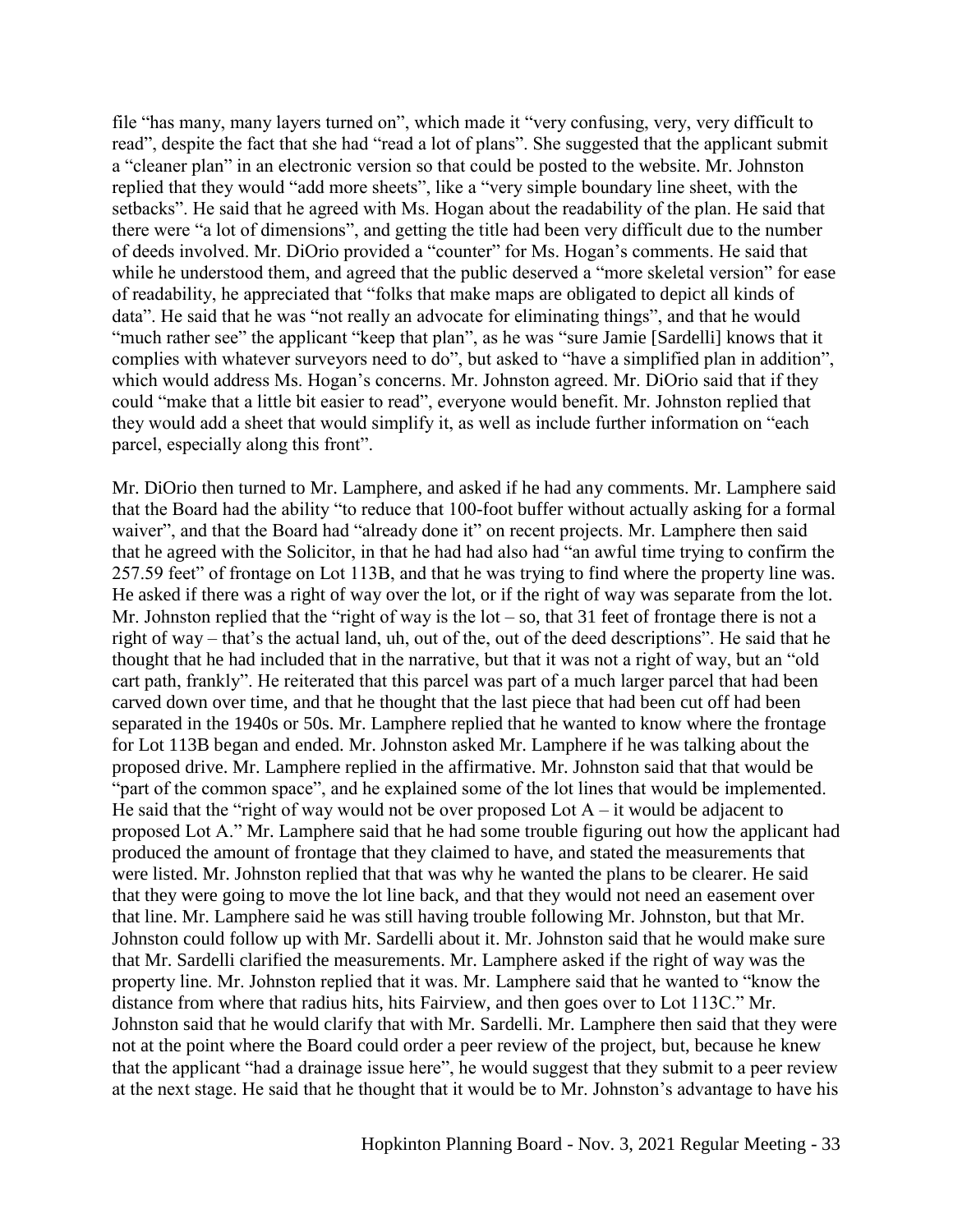file "has many, many layers turned on", which made it "very confusing, very, very difficult to read", despite the fact that she had "read a lot of plans". She suggested that the applicant submit a "cleaner plan" in an electronic version so that could be posted to the website. Mr. Johnston replied that they would "add more sheets", like a "very simple boundary line sheet, with the setbacks". He said that he agreed with Ms. Hogan about the readability of the plan. He said that there were "a lot of dimensions", and getting the title had been very difficult due to the number of deeds involved. Mr. DiOrio provided a "counter" for Ms. Hogan's comments. He said that while he understood them, and agreed that the public deserved a "more skeletal version" for ease of readability, he appreciated that "folks that make maps are obligated to depict all kinds of data". He said that he was "not really an advocate for eliminating things", and that he would "much rather see" the applicant "keep that plan", as he was "sure Jamie [Sardelli] knows that it complies with whatever surveyors need to do", but asked to "have a simplified plan in addition", which would address Ms. Hogan's concerns. Mr. Johnston agreed. Mr. DiOrio said that if they could "make that a little bit easier to read", everyone would benefit. Mr. Johnston replied that they would add a sheet that would simplify it, as well as include further information on "each parcel, especially along this front".

Mr. DiOrio then turned to Mr. Lamphere, and asked if he had any comments. Mr. Lamphere said that the Board had the ability "to reduce that 100-foot buffer without actually asking for a formal waiver", and that the Board had "already done it" on recent projects. Mr. Lamphere then said that he agreed with the Solicitor, in that he had had also had "an awful time trying to confirm the 257.59 feet" of frontage on Lot 113B, and that he was trying to find where the property line was. He asked if there was a right of way over the lot, or if the right of way was separate from the lot. Mr. Johnston replied that the "right of way is the lot – so, that 31 feet of frontage there is not a right of way – that's the actual land, uh, out of the, out of the deed descriptions". He said that he thought that he had included that in the narrative, but that it was not a right of way, but an "old cart path, frankly". He reiterated that this parcel was part of a much larger parcel that had been carved down over time, and that he thought that the last piece that had been cut off had been separated in the 1940s or 50s. Mr. Lamphere replied that he wanted to know where the frontage for Lot 113B began and ended. Mr. Johnston asked Mr. Lamphere if he was talking about the proposed drive. Mr. Lamphere replied in the affirmative. Mr. Johnston said that that would be "part of the common space", and he explained some of the lot lines that would be implemented. He said that the "right of way would not be over proposed Lot A – it would be adjacent to proposed Lot A." Mr. Lamphere said that he had some trouble figuring out how the applicant had produced the amount of frontage that they claimed to have, and stated the measurements that were listed. Mr. Johnston replied that that was why he wanted the plans to be clearer. He said that they were going to move the lot line back, and that they would not need an easement over that line. Mr. Lamphere said he was still having trouble following Mr. Johnston, but that Mr. Johnston could follow up with Mr. Sardelli about it. Mr. Johnston said that he would make sure that Mr. Sardelli clarified the measurements. Mr. Lamphere asked if the right of way was the property line. Mr. Johnston replied that it was. Mr. Lamphere said that he wanted to "know the distance from where that radius hits, hits Fairview, and then goes over to Lot 113C." Mr. Johnston said that he would clarify that with Mr. Sardelli. Mr. Lamphere then said that they were not at the point where the Board could order a peer review of the project, but, because he knew that the applicant "had a drainage issue here", he would suggest that they submit to a peer review at the next stage. He said that he thought that it would be to Mr. Johnston's advantage to have his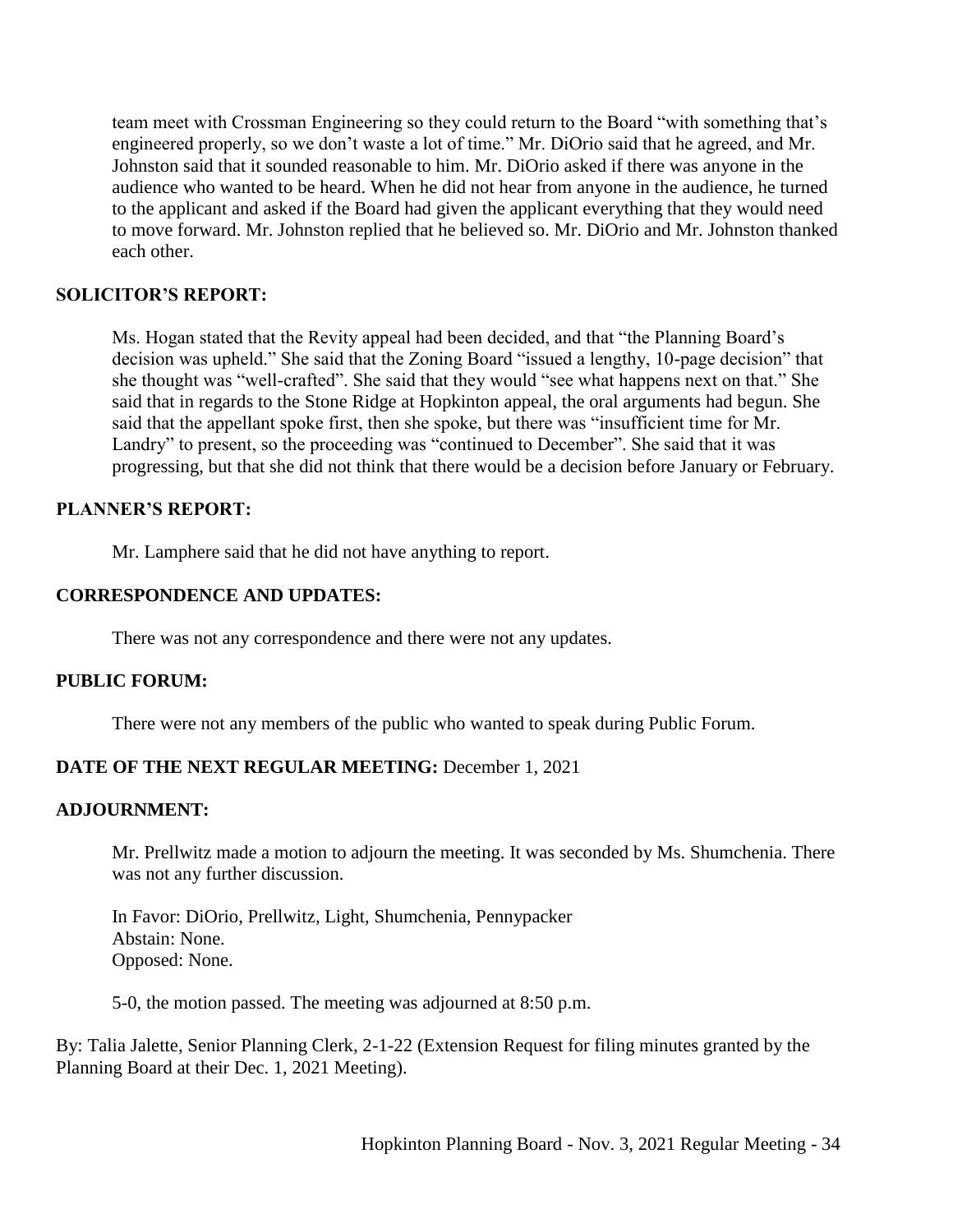team meet with Crossman Engineering so they could return to the Board "with something that's engineered properly, so we don't waste a lot of time." Mr. DiOrio said that he agreed, and Mr. Johnston said that it sounded reasonable to him. Mr. DiOrio asked if there was anyone in the audience who wanted to be heard. When he did not hear from anyone in the audience, he turned to the applicant and asked if the Board had given the applicant everything that they would need to move forward. Mr. Johnston replied that he believed so. Mr. DiOrio and Mr. Johnston thanked each other.

**SOLICITOR'S REPORT:**

Ms. Hogan stated that the Revity appeal had been decided, and that "the Planning Board's decision was upheld." She said that the Zoning Board "issued a lengthy, 10-page decision" that she thought was "well-crafted". She said that they would "see what happens next on that." She said that in regards to the Stone Ridge at Hopkinton appeal, the oral arguments had begun. She said that the appellant spoke first, then she spoke, but there was "insufficient time for Mr. Landry" to present, so the proceeding was "continued to December". She said that it was progressing, but that she did not think that there would be a decision before January or February.

**PLANNER'S REPORT:**

Mr. Lamphere said that he did not have anything to report.

**CORRESPONDENCE AND UPDATES:**

There was not any correspondence and there were not any updates.

**PUBLIC FORUM:**

There were not any members of the public who wanted to speak during Public Forum.

**DATE OF THE NEXT REGULAR MEETING:** December 1, 2021

**ADJOURNMENT:**

Mr. Prellwitz made a motion to adjourn the meeting. It was seconded by Ms. Shumchenia. There was not any further discussion.

In Favor: DiOrio, Prellwitz, Light, Shumchenia, Pennypacker
Abstain: None.
Opposed: None.

5-0, the motion passed. The meeting was adjourned at 8:50 p.m.

By: Talia Jalette, Senior Planning Clerk, 2-1-22 (Extension Request for filing minutes granted by the Planning Board at their Dec. 1, 2021 Meeting).